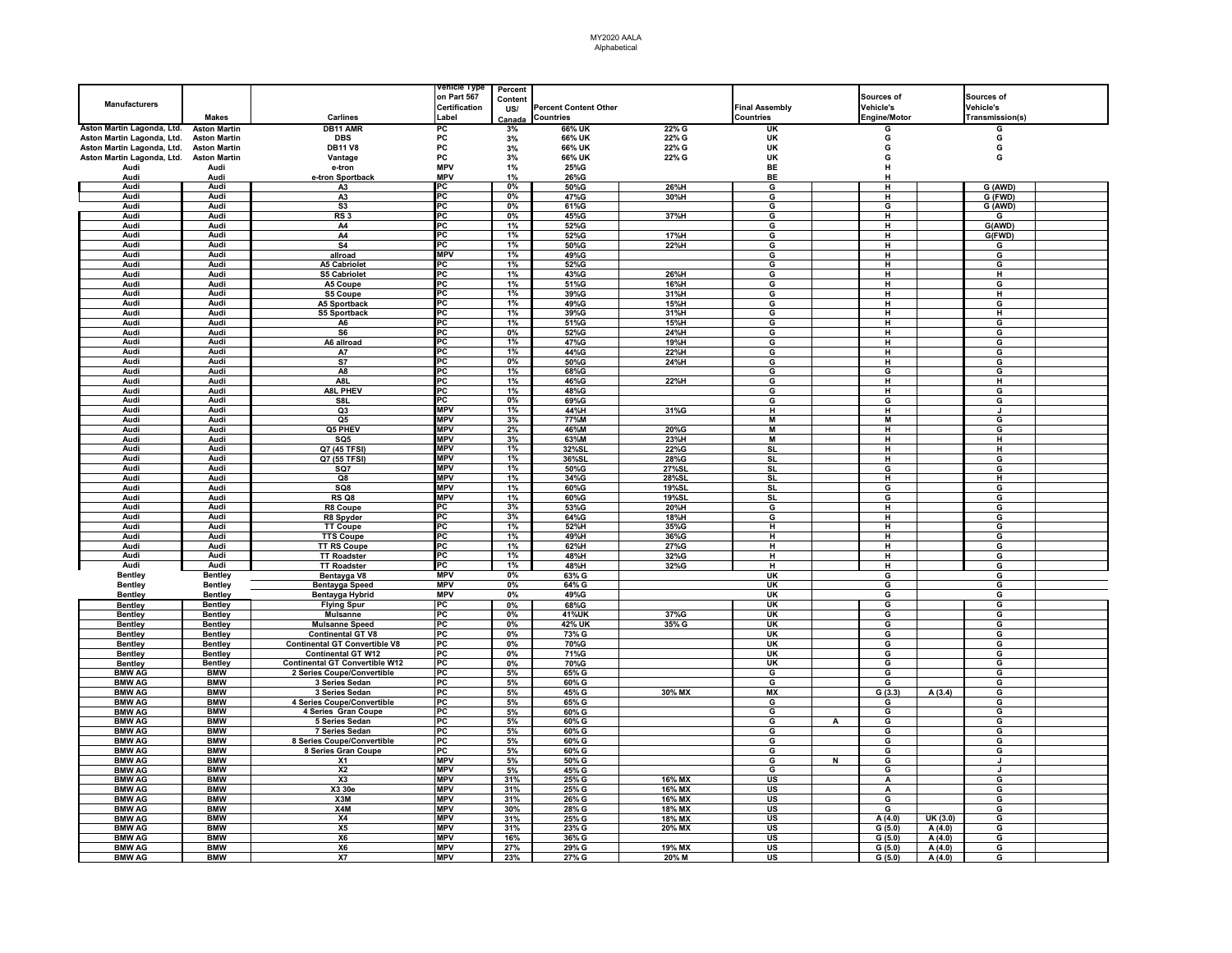# MY2020 AALA

Alphabetical

| Manufacturers | Makes | Carlines | Vehicle Type on Part 567 Certification Label | Percent Content US/ Canada | Percent Content Other Countries | | Final Assembly Countries | | Sources of Vehicle's Engine/Motor | | Sources of Vehicle's Transmission(s) | |
|---|---|---|---|---|---|---|---|---|---|---|---|---|
| Aston Martin Lagonda, Ltd. | Aston Martin | DB11 AMR | PC | 3% | 66% UK | 22% G | UK | | G | | G | |
| Aston Martin Lagonda, Ltd. | Aston Martin | DBS | PC | 3% | 66% UK | 22% G | UK | | G | | G | |
| Aston Martin Lagonda, Ltd. | Aston Martin | DB11 V8 | PC | 3% | 66% UK | 22% G | UK | | G | | G | |
| Aston Martin Lagonda, Ltd. | Aston Martin | Vantage | PC | 3% | 66% UK | 22% G | UK | | G | | G | |
| Audi | Audi | e-tron | MPV | 1% | 25%G | | BE | | H | | | |
| Audi | Audi | e-tron Sportback | MPV | 1% | 26%G | | BE | | H | | | |
| Audi | Audi | A3 | PC | 0% | 50%G | 26%H | G | | H | | G (AWD) | |
| Audi | Audi | A3 | PC | 0% | 47%G | 30%H | G | | H | | G (FWD) | |
| Audi | Audi | S3 | PC | 0% | 61%G | | G | | G | | G (AWD) | |
| Audi | Audi | RS 3 | PC | 0% | 45%G | 37%H | G | | H | | G | |
| Audi | Audi | A4 | PC | 1% | 52%G | | G | | H | | G(AWD) | |
| Audi | Audi | A4 | PC | 1% | 52%G | 17%H | G | | H | | G(FWD) | |
| Audi | Audi | S4 | PC | 1% | 50%G | 22%H | G | | H | | G | |
| Audi | Audi | allroad | MPV | 1% | 49%G | | G | | H | | G | |
| Audi | Audi | A5 Cabriolet | PC | 1% | 52%G | | G | | H | | G | |
| Audi | Audi | S5 Cabriolet | PC | 1% | 43%G | 26%H | G | | H | | H | |
| Audi | Audi | A5 Coupe | PC | 1% | 51%G | 16%H | G | | H | | G | |
| Audi | Audi | S5 Coupe | PC | 1% | 39%G | 31%H | G | | H | | H | |
| Audi | Audi | A5 Sportback | PC | 1% | 49%G | 15%H | G | | H | | G | |
| Audi | Audi | S5 Sportback | PC | 1% | 39%G | 31%H | G | | H | | H | |
| Audi | Audi | A6 | PC | 1% | 51%G | 15%H | G | | H | | G | |
| Audi | Audi | S6 | PC | 0% | 52%G | 24%H | G | | H | | G | |
| Audi | Audi | A6 allroad | PC | 1% | 47%G | 19%H | G | | H | | G | |
| Audi | Audi | A7 | PC | 1% | 44%G | 22%H | G | | H | | G | |
| Audi | Audi | S7 | PC | 0% | 50%G | 24%H | G | | H | | G | |
| Audi | Audi | A8 | PC | 1% | 68%G | | G | | G | | G | |
| Audi | Audi | A8L | PC | 1% | 46%G | 22%H | G | | H | | H | |
| Audi | Audi | A8L PHEV | PC | 1% | 48%G | | G | | H | | G | |
| Audi | Audi | S8L | PC | 0% | 69%G | | G | | G | | G | |
| Audi | Audi | Q3 | MPV | 1% | 44%H | 31%G | H | | H | | J | |
| Audi | Audi | Q5 | MPV | 3% | 77%M | | M | | M | | G | |
| Audi | Audi | Q5 PHEV | MPV | 2% | 46%M | 20%G | M | | H | | G | |
| Audi | Audi | SQ5 | MPV | 3% | 63%M | 23%H | M | | H | | H | |
| Audi | Audi | Q7 (45 TFSI) | MPV | 1% | 32%SL | 22%G | SL | | H | | H | |
| Audi | Audi | Q7 (55 TFSI) | MPV | 1% | 36%SL | 28%G | SL | | H | | G | |
| Audi | Audi | SQ7 | MPV | 1% | 50%G | 27%SL | SL | | G | | G | |
| Audi | Audi | Q8 | MPV | 1% | 34%G | 28%SL | SL | | H | | H | |
| Audi | Audi | SQ8 | MPV | 1% | 60%G | 19%SL | SL | | G | | G | |
| Audi | Audi | RS Q8 | MPV | 1% | 60%G | 19%SL | SL | | G | | G | |
| Audi | Audi | R8 Coupe | PC | 3% | 53%G | 20%H | G | | H | | G | |
| Audi | Audi | R8 Spyder | PC | 3% | 64%G | 18%H | G | | H | | G | |
| Audi | Audi | TT Coupe | PC | 1% | 52%H | 35%G | H | | H | | G | |
| Audi | Audi | TTS Coupe | PC | 1% | 49%H | 36%G | H | | H | | G | |
| Audi | Audi | TT RS Coupe | PC | 1% | 62%H | 27%G | H | | H | | G | |
| Audi | Audi | TT Roadster | PC | 1% | 48%H | 32%G | H | | H | | G | |
| Audi | Audi | TT Roadster | PC | 1% | 48%H | 32%G | H | | H | | G | |
| Bentley | Bentley | Bentayga V8 | MPV | 0% | 63% G | | UK | | G | | G | |
| Bentley | Bentley | Bentayga Speed | MPV | 0% | 64% G | | UK | | G | | G | |
| Bentley | Bentley | Bentayga Hybrid | MPV | 0% | 49%G | | UK | | G | | G | |
| Bentley | Bentley | Flying Spur | PC | 0% | 68%G | | UK | | G | | G | |
| Bentley | Bentley | Mulsanne | PC | 0% | 41%UK | 37%G | UK | | G | | G | |
| Bentley | Bentley | Mulsanne Speed | PC | 0% | 42% UK | 35% G | UK | | G | | G | |
| Bentley | Bentley | Continental GT V8 | PC | 0% | 73% G | | UK | | G | | G | |
| Bentley | Bentley | Continental GT Convertible V8 | PC | 0% | 70%G | | UK | | G | | G | |
| Bentley | Bentley | Continental GT W12 | PC | 0% | 71%G | | UK | | G | | G | |
| Bentley | Bentley | Continental GT Convertible W12 | PC | 0% | 70%G | | UK | | G | | G | |
| BMW AG | BMW | 2 Series Coupe/Convertible | PC | 5% | 65% G | | G | | G | | G | |
| BMW AG | BMW | 3 Series Sedan | PC | 5% | 60% G | | G | | G | | G | |
| BMW AG | BMW | 3 Series Sedan | PC | 5% | 45% G | 30% MX | MX | | G (3.3) | A (3.4) | G | |
| BMW AG | BMW | 4 Series Coupe/Convertible | PC | 5% | 65% G | | G | | G | | G | |
| BMW AG | BMW | 4 Series Gran Coupe | PC | 5% | 60% G | | G | | G | | G | |
| BMW AG | BMW | 5 Series Sedan | PC | 5% | 60% G | | G | A | G | | G | |
| BMW AG | BMW | 7 Series Sedan | PC | 5% | 60% G | | G | | G | | G | |
| BMW AG | BMW | 8 Series Coupe/Convertible | PC | 5% | 60% G | | G | | G | | G | |
| BMW AG | BMW | 8 Series Gran Coupe | PC | 5% | 60% G | | G | | G | | G | |
| BMW AG | BMW | X1 | MPV | 5% | 50% G | | G | N | G | | J | |
| BMW AG | BMW | X2 | MPV | 5% | 45% G | | G | | G | | J | |
| BMW AG | BMW | X3 | MPV | 31% | 25% G | 16% MX | US | | A | | G | |
| BMW AG | BMW | X3 30e | MPV | 31% | 25% G | 16% MX | US | | A | | G | |
| BMW AG | BMW | X3M | MPV | 31% | 26% G | 16% MX | US | | G | | G | |
| BMW AG | BMW | X4M | MPV | 30% | 28% G | 18% MX | US | | G | | G | |
| BMW AG | BMW | X4 | MPV | 31% | 25% G | 18% MX | US | | A (4.0) | UK (3.0) | G | |
| BMW AG | BMW | X5 | MPV | 31% | 23% G | 20% MX | US | | G (5.0) | A (4.0) | G | |
| BMW AG | BMW | X6 | MPV | 16% | 36% G | | US | | G (5.0) | A (4.0) | G | |
| BMW AG | BMW | X6 | MPV | 27% | 29% G | 19% MX | US | | G (5.0) | A (4.0) | G | |
| BMW AG | BMW | X7 | MPV | 23% | 27% G | 20% M | US | | G (5.0) | A (4.0) | G | |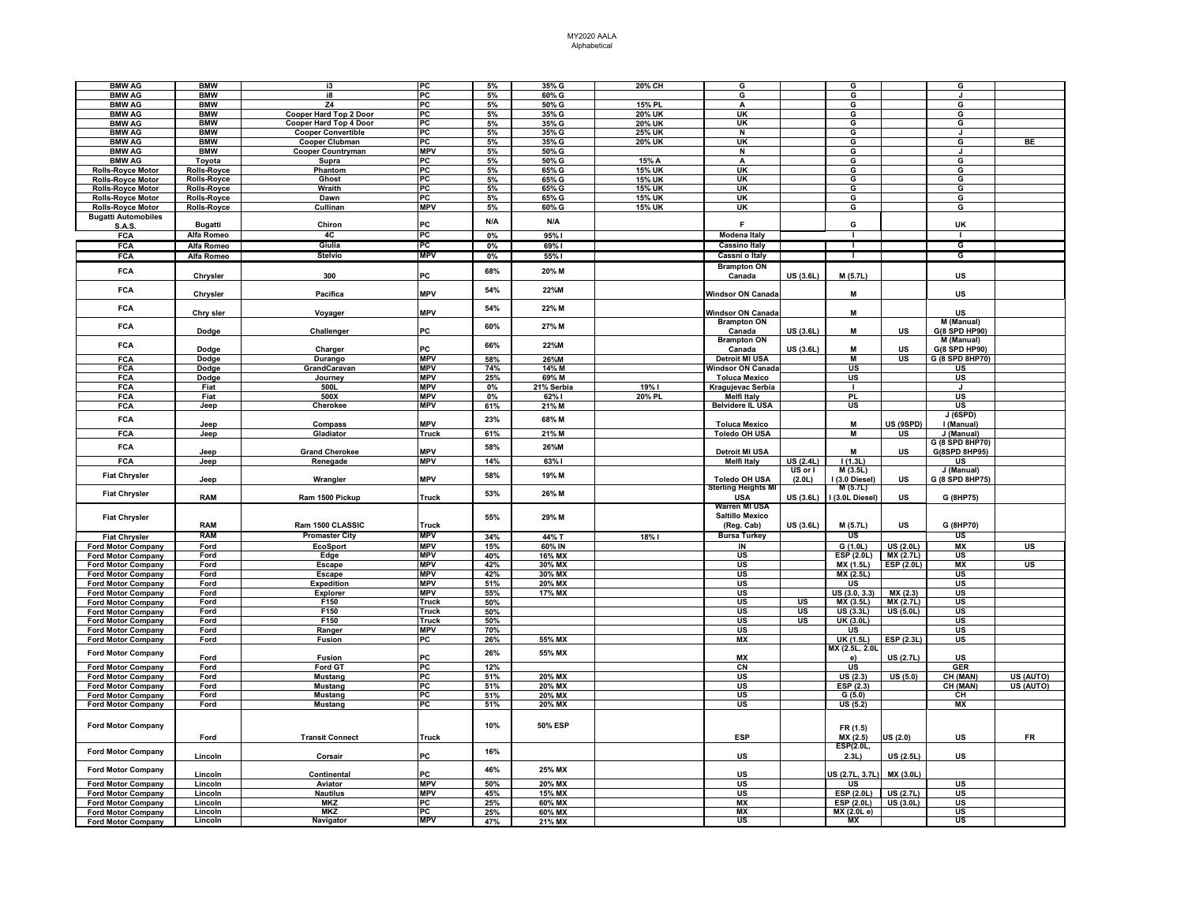| | | | | | | | | | | | | |
|---|---|---|---|---|---|---|---|---|---|---|---|---|
| BMW AG | BMW | i3 | PC | 5% | 35% G | 20% CH | G | | G | | G | |
| BMW AG | BMW | i8 | PC | 5% | 60% G | | G | | G | | J | |
| BMW AG | BMW | Z4 | PC | 5% | 50% G | 15% PL | A | | G | | G | |
| BMW AG | BMW | Cooper Hard Top 2 Door | PC | 5% | 35% G | 20% UK | UK | | G | | G | |
| BMW AG | BMW | Cooper Hard Top 4 Door | PC | 5% | 35% G | 20% UK | UK | | G | | G | |
| BMW AG | BMW | Cooper Convertible | PC | 5% | 35% G | 25% UK | N | | G | | J | |
| BMW AG | BMW | Cooper Clubman | PC | 5% | 35% G | 20% UK | UK | | G | | G | BE |
| BMW AG | BMW | Cooper Countryman | MPV | 5% | 50% G | | N | | G | | J | |
| BMW AG | Toyota | Supra | PC | 5% | 50% G | 15% A | A | | G | | G | |
| Rolls-Royce Motor | Rolls-Royce | Phantom | PC | 5% | 65% G | 15% UK | UK | | G | | G | |
| Rolls-Royce Motor | Rolls-Royce | Ghost | PC | 5% | 65% G | 15% UK | UK | | G | | G | |
| Rolls-Royce Motor | Rolls-Royce | Wraith | PC | 5% | 65% G | 15% UK | UK | | G | | G | |
| Rolls-Royce Motor | Rolls-Royce | Dawn | PC | 5% | 65% G | 15% UK | UK | | G | | G | |
| Rolls-Royce Motor | Rolls-Royce | Cullinan | MPV | 5% | 60% G | 15% UK | UK | | G | | G | |
| Bugatti Automobiles S.A.S. | Bugatti | Chiron | PC | N/A | N/A | | F | | G | | UK | |
| FCA | Alfa Romeo | 4C | PC | 0% | 95% I | | Modena Italy | | I | | I | |
| FCA | Alfa Romeo | Giulia | PC | 0% | 69% I | | Cassino Italy | | I | | G | |
| FCA | Alfa Romeo | Stelvio | MPV | 0% | 55% I | | Cassni o Italy | | I | | G | |
| FCA | Chrysler | 300 | PC | 68% | 20% M | | Brampton ON Canada | US (3.6L) | M (5.7L) | | US | |
| FCA | Chrysler | Pacifica | MPV | 54% | 22%M | | Windsor ON Canada | | M | | US | |
| FCA | Chry sler | Voyager | MPV | 54% | 22% M | | Windsor ON Canada | | M | | US | |
| FCA | Dodge | Challenger | PC | 60% | 27% M | | Brampton ON Canada | US (3.6L) | M | US | M (Manual) G(8 SPD HP90) | |
| FCA | Dodge | Charger | PC | 66% | 22%M | | Brampton ON Canada | US (3.6L) | M | US | M (Manual) G(8 SPD HP90) | |
| FCA | Dodge | Durango | MPV | 58% | 26%M | | Detroit MI USA | | M | US | G (8 SPD 8HP70) | |
| FCA | Dodge | GrandCaravan | MPV | 74% | 14% M | | Windsor ON Canada | | US | | US | |
| FCA | Dodge | Journey | MPV | 25% | 69% M | | Toluca Mexico | | US | | US | |
| FCA | Fiat | 500L | MPV | 0% | 21% Serbia | 19% I | Kragujevac Serbia | | I | | J | |
| FCA | Fiat | 500X | MPV | 0% | 62% I | 20% PL | Melfi Italy | | PL | | US | |
| FCA | Jeep | Cherokee | MPV | 61% | 21% M | | Belvidere IL USA | | US | | US | |
| FCA | Jeep | Compass | MPV | 23% | 68% M | | Toluca Mexico | | M | US (9SPD) | J (6SPD) I (Manual) | |
| FCA | Jeep | Gladiator | Truck | 61% | 21% M | | Toledo OH USA | | M | US | J (Manual) | |
| FCA | Jeep | Grand Cherokee | MPV | 58% | 26%M | | Detroit MI USA | | M | US | G (8 SPD 8HP70) G(8SPD 8HP95) | |
| FCA | Jeep | Renegade | MPV | 14% | 63% I | | Melfi Italy | US (2.4L) | I (1.3L) | | US | |
| Fiat Chrysler | Jeep | Wrangler | MPV | 58% | 19% M | | Toledo OH USA | US or I (2.0L) | M (3.5L) I (3.0 Diesel) | US | J (Manual) G (8 SPD 8HP75) | |
| Fiat Chrysler | RAM | Ram 1500 Pickup | Truck | 53% | 26% M | | Sterling Heights MI USA | US (3.6L) | M (5.7L) I (3.0L Diesel) | US | G (8HP75) | |
| Fiat Chrysler | RAM | Ram 1500 CLASSIC | Truck | 55% | 29% M | | Warren MI USA Saltillo Mexico (Reg. Cab) | US (3.6L) | M (5.7L) | US | G (8HP70) | |
| Fiat Chrysler | RAM | Promaster City | MPV | 34% | 44% T | 18% I | Bursa Turkey | | US | | US | |
| Ford Motor Company | Ford | EcoSport | MPV | 15% | 60% IN | | IN | | G (1.0L) | US (2.0L) | MX | US |
| Ford Motor Company | Ford | Edge | MPV | 40% | 16% MX | | US | | ESP (2.0L) | MX (2.7L) | US | |
| Ford Motor Company | Ford | Escape | MPV | 42% | 30% MX | | US | | MX (1.5L) | ESP (2.0L) | MX | US |
| Ford Motor Company | Ford | Escape | MPV | 42% | 30% MX | | US | | MX (2.5L) | | US | |
| Ford Motor Company | Ford | Expedition | MPV | 51% | 20% MX | | US | | US | | US | |
| Ford Motor Company | Ford | Explorer | MPV | 55% | 17% MX | | US | | US (3.0, 3.3) | MX (2.3) | US | |
| Ford Motor Company | Ford | F150 | Truck | 50% | | | US | US | MX (3.5L) | MX (2.7L) | US | |
| Ford Motor Company | Ford | F150 | Truck | 50% | | | US | US | US (3.3L) | US (5.0L) | US | |
| Ford Motor Company | Ford | F150 | Truck | 50% | | | US | US | UK (3.0L) | | US | |
| Ford Motor Company | Ford | Ranger | MPV | 70% | | | US | | US | | US | |
| Ford Motor Company | Ford | Fusion | PC | 26% | 55% MX | | MX | | UK (1.5L) | ESP (2.3L) | US | |
| Ford Motor Company | Ford | Fusion | PC | 26% | 55% MX | | MX | | MX (2.5L, 2.0L e) | US (2.7L) | US | |
| Ford Motor Company | Ford | Ford GT | PC | 12% | | | CN | | US | | GER | |
| Ford Motor Company | Ford | Mustang | PC | 51% | 20% MX | | US | | US (2.3) | US (5.0) | CH (MAN) | US (AUTO) |
| Ford Motor Company | Ford | Mustang | PC | 51% | 20% MX | | US | | ESP (2.3) | | CH (MAN) | US (AUTO) |
| Ford Motor Company | Ford | Mustang | PC | 51% | 20% MX | | US | | G (5.0) | | CH | |
| Ford Motor Company | Ford | Mustang | PC | 51% | 20% MX | | US | | US (5.2) | | MX | |
| Ford Motor Company | Ford | Transit Connect | Truck | 10% | 50% ESP | | ESP | | FR (1.5) MX (2.5) | US (2.0) | US | FR |
| Ford Motor Company | Lincoln | Corsair | PC | 16% | | | US | | ESP(2.0L, 2.3L) | US (2.5L) | US | |
| Ford Motor Company | Lincoln | Continental | PC | 46% | 25% MX | | US | | US (2.7L, 3.7L) | MX (3.0L) | | |
| Ford Motor Company | Lincoln | Aviator | MPV | 50% | 20% MX | | US | | US | | US | |
| Ford Motor Company | Lincoln | Nautilus | MPV | 45% | 15% MX | | US | | ESP (2.0L) | US (2.7L) | US | |
| Ford Motor Company | Lincoln | MKZ | PC | 25% | 60% MX | | MX | | ESP (2.0L) | US (3.0L) | US | |
| Ford Motor Company | Lincoln | MKZ | PC | 25% | 60% MX | | MX | | MX (2.0L e) | | US | |
| Ford Motor Company | Lincoln | Navigator | MPV | 47% | 21% MX | | US | | MX | | US | |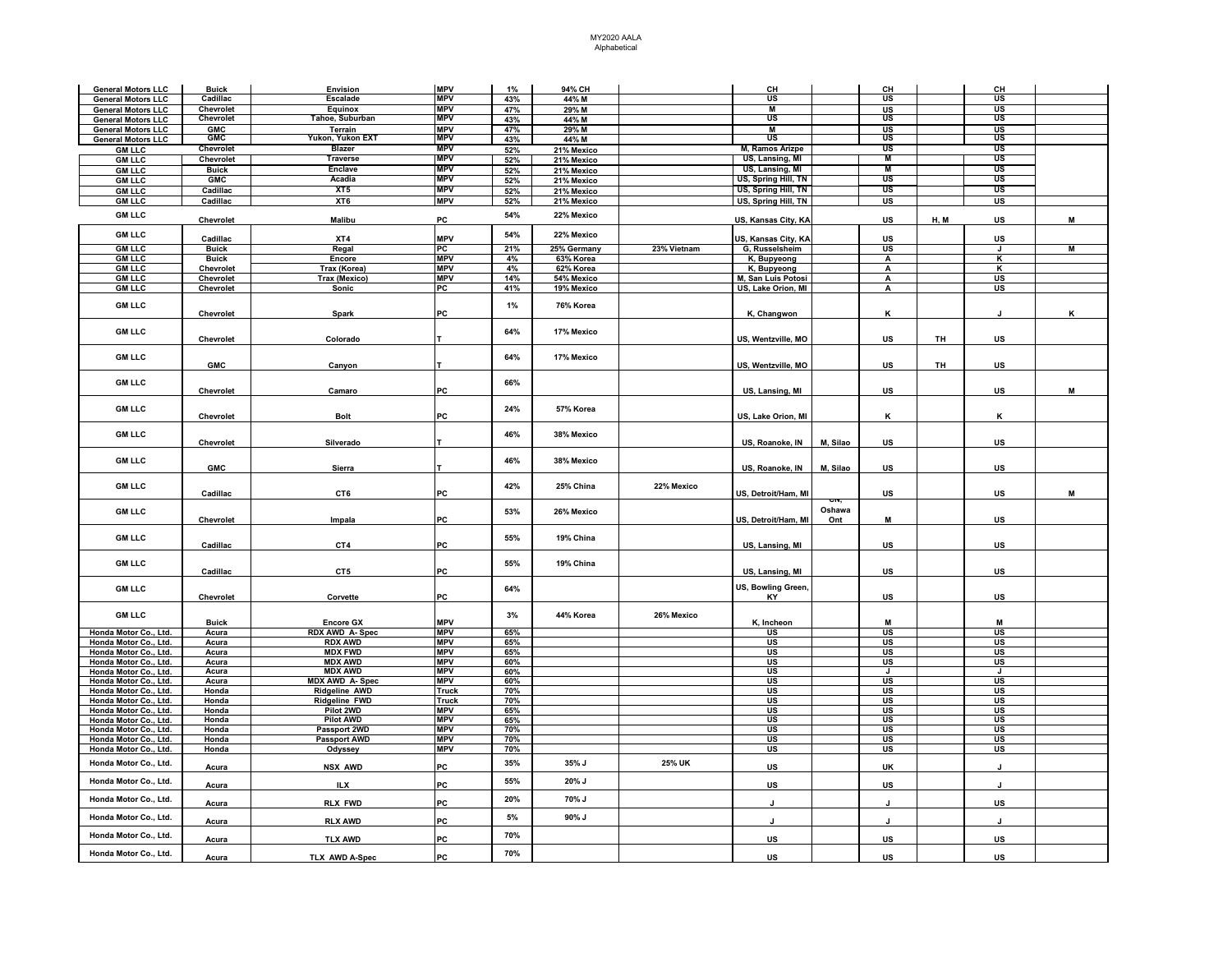| | | | | | | | | | | | | |
|---|---|---|---|---|---|---|---|---|---|---|---|---|
| General Motors LLC | Buick | Envision | MPV | 1% | 94% CH | | CH | | CH | | CH | |
| General Motors LLC | Cadillac | Escalade | MPV | 43% | 44% M | | US | | US | | US | |
| General Motors LLC | Chevrolet | Equinox | MPV | 47% | 29% M | | M | | US | | US | |
| General Motors LLC | Chevrolet | Tahoe, Suburban | MPV | 43% | 44% M | | US | | US | | US | |
| General Motors LLC | GMC | Terrain | MPV | 47% | 29% M | | M | | US | | US | |
| General Motors LLC | GMC | Yukon, Yukon EXT | MPV | 43% | 44% M | | US | | US | | US | |
| GM LLC | Chevrolet | Blazer | MPV | 52% | 21% Mexico | | M, Ramos Arizpe | | US | | US | |
| GM LLC | Chevrolet | Traverse | MPV | 52% | 21% Mexico | | US, Lansing, MI | | US | | US | |
| GM LLC | Buick | Enclave | MPV | 52% | 21% Mexico | | US, Lansing, MI | | M | | US | |
| GM LLC | GMC | Acadia | MPV | 52% | 21% Mexico | | US, Spring Hill, TN | | US | | US | |
| GM LLC | Cadillac | XT5 | MPV | 52% | 21% Mexico | | US, Spring Hill, TN | | US | | US | |
| GM LLC | Cadillac | XT6 | MPV | 52% | 21% Mexico | | US, Spring Hill, TN | | US | | US | |
| GM LLC | Chevrolet | Malibu | PC | 54% | 22% Mexico | | US, Kansas City, KA | | US | H, M | US | M |
| GM LLC | Cadillac | XT4 | MPV | 54% | 22% Mexico | | US, Kansas City, KA | | US | | US | |
| GM LLC | Buick | Regal | PC | 21% | 25% Germany | 23% Vietnam | G, Russelsheim | | US | | J | M |
| GM LLC | Buick | Encore | MPV | 4% | 63% Korea | | K, Bupyeong | | A | | K | |
| GM LLC | Chevrolet | Trax (Korea) | MPV | 4% | 62% Korea | | K, Bupyeong | | A | | K | |
| GM LLC | Chevrolet | Trax (Mexico) | MPV | 14% | 54% Mexico | | M, San Luis Potosi | | A | | US | |
| GM LLC | Chevrolet | Sonic | PC | 41% | 19% Mexico | | US, Lake Orion, MI | | A | | US | |
| GM LLC | Chevrolet | Spark | PC | 1% | 76% Korea | | K, Changwon | | K | | J | K |
| GM LLC | Chevrolet | Colorado | T | 64% | 17% Mexico | | US, Wentzville, MO | | US | TH | US | |
| GM LLC | GMC | Canyon | T | 64% | 17% Mexico | | US, Wentzville, MO | | US | TH | US | |
| GM LLC | Chevrolet | Camaro | PC | 66% | | | US, Lansing, MI | | US | | US | M |
| GM LLC | Chevrolet | Bolt | PC | 24% | 57% Korea | | US, Lake Orion, MI | | K | | K | |
| GM LLC | Chevrolet | Silverado | T | 46% | 38% Mexico | | US, Roanoke, IN | M, Silao | US | | US | |
| GM LLC | GMC | Sierra | T | 46% | 38% Mexico | | US, Roanoke, IN | M, Silao | US | | US | |
| GM LLC | Cadillac | CT6 | PC | 42% | 25% China | 22% Mexico | US, Detroit/Ham, MI | | US | | US | M |
| GM LLC | Chevrolet | Impala | PC | 53% | 26% Mexico | | US, Detroit/Ham, MI | CN, Oshawa Ont | M | | US | |
| GM LLC | Cadillac | CT4 | PC | 55% | 19% China | | US, Lansing, MI | | US | | US | |
| GM LLC | Cadillac | CT5 | PC | 55% | 19% China | | US, Lansing, MI | | US | | US | |
| GM LLC | Chevrolet | Corvette | PC | 64% | | | US, Bowling Green, KY | | US | | US | |
| GM LLC | Buick | Encore GX | MPV | 3% | 44% Korea | 26% Mexico | K, Incheon | | M | | M | |
| Honda Motor Co., Ltd. | Acura | RDX AWD A- Spec | MPV | 65% | | | US | | US | | US | |
| Honda Motor Co., Ltd. | Acura | RDX AWD | MPV | 65% | | | US | | US | | US | |
| Honda Motor Co., Ltd. | Acura | MDX FWD | MPV | 65% | | | US | | US | | US | |
| Honda Motor Co., Ltd. | Acura | MDX AWD | MPV | 60% | | | US | | US | | US | |
| Honda Motor Co., Ltd. | Acura | MDX AWD | MPV | 60% | | | US | | J | | J | |
| Honda Motor Co., Ltd. | Acura | MDX AWD A- Spec | MPV | 60% | | | US | | US | | US | |
| Honda Motor Co., Ltd. | Honda | Ridgeline AWD | Truck | 70% | | | US | | US | | US | |
| Honda Motor Co., Ltd. | Honda | Ridgeline FWD | Truck | 70% | | | US | | US | | US | |
| Honda Motor Co., Ltd. | Honda | Pilot 2WD | MPV | 65% | | | US | | US | | US | |
| Honda Motor Co., Ltd. | Honda | Pilot AWD | MPV | 65% | | | US | | US | | US | |
| Honda Motor Co., Ltd. | Honda | Passport 2WD | MPV | 70% | | | US | | US | | US | |
| Honda Motor Co., Ltd. | Honda | Passport AWD | MPV | 70% | | | US | | US | | US | |
| Honda Motor Co., Ltd. | Honda | Odyssey | MPV | 70% | | | US | | US | | US | |
| Honda Motor Co., Ltd. | Acura | NSX AWD | PC | 35% | 35% J | 25% UK | US | | UK | | J | |
| Honda Motor Co., Ltd. | Acura | ILX | PC | 55% | 20% J | | US | | US | | J | |
| Honda Motor Co., Ltd. | Acura | RLX FWD | PC | 20% | 70% J | | J | | J | | US | |
| Honda Motor Co., Ltd. | Acura | RLX AWD | PC | 5% | 90% J | | J | | J | | J | |
| Honda Motor Co., Ltd. | Acura | TLX AWD | PC | 70% | | | US | | US | | US | |
| Honda Motor Co., Ltd. | Acura | TLX AWD A-Spec | PC | 70% | | | US | | US | | US | |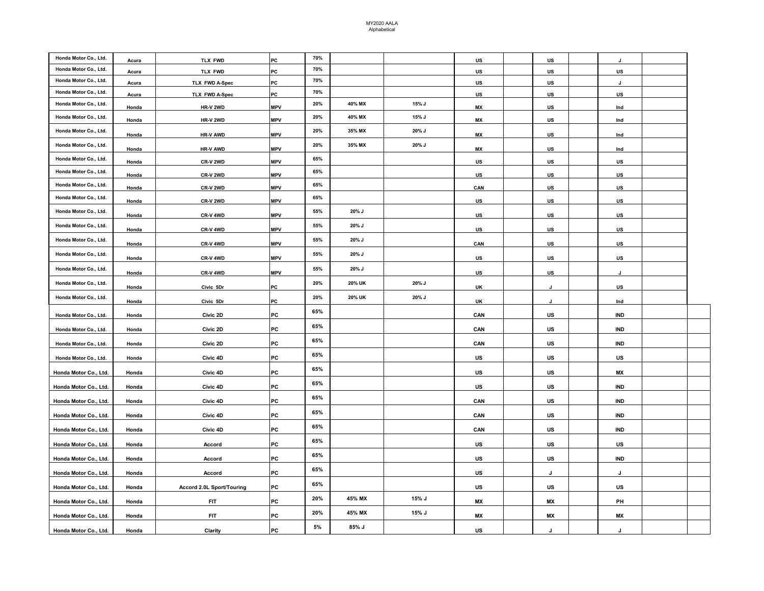| | | | | | | | | | | | | | |
|---|---|---|---|---|---|---|---|---|---|---|---|---|---|
| Honda Motor Co., Ltd. | Acura | TLX FWD | PC | 70% | | | US | | US | | J | | |
| Honda Motor Co., Ltd. | Acura | TLX FWD | PC | 70% | | | US | | US | | US | | |
| Honda Motor Co., Ltd. | Acura | TLX FWD A-Spec | PC | 70% | | | US | | US | | J | | |
| Honda Motor Co., Ltd. | Acura | TLX FWD A-Spec | PC | 70% | | | US | | US | | US | | |
| Honda Motor Co., Ltd. | Honda | HR-V 2WD | MPV | 20% | 40% MX | 15% J | MX | | US | | Ind | | |
| Honda Motor Co., Ltd. | Honda | HR-V 2WD | MPV | 20% | 40% MX | 15% J | MX | | US | | Ind | | |
| Honda Motor Co., Ltd. | Honda | HR-V AWD | MPV | 20% | 35% MX | 20% J | MX | | US | | Ind | | |
| Honda Motor Co., Ltd. | Honda | HR-V AWD | MPV | 20% | 35% MX | 20% J | MX | | US | | Ind | | |
| Honda Motor Co., Ltd. | Honda | CR-V 2WD | MPV | 65% | | | US | | US | | US | | |
| Honda Motor Co., Ltd. | Honda | CR-V 2WD | MPV | 65% | | | US | | US | | US | | |
| Honda Motor Co., Ltd. | Honda | CR-V 2WD | MPV | 65% | | | CAN | | US | | US | | |
| Honda Motor Co., Ltd. | Honda | CR-V 2WD | MPV | 65% | | | US | | US | | US | | |
| Honda Motor Co., Ltd. | Honda | CR-V 4WD | MPV | 55% | 20% J | | US | | US | | US | | |
| Honda Motor Co., Ltd. | Honda | CR-V 4WD | MPV | 55% | 20% J | | US | | US | | US | | |
| Honda Motor Co., Ltd. | Honda | CR-V 4WD | MPV | 55% | 20% J | | CAN | | US | | US | | |
| Honda Motor Co., Ltd. | Honda | CR-V 4WD | MPV | 55% | 20% J | | US | | US | | US | | |
| Honda Motor Co., Ltd. | Honda | CR-V 4WD | MPV | 55% | 20% J | | US | | US | | J | | |
| Honda Motor Co., Ltd. | Honda | Civic 5Dr | PC | 20% | 20% UK | 20% J | UK | | J | | US | | |
| Honda Motor Co., Ltd. | Honda | Civic 5Dr | PC | 20% | 20% UK | 20% J | UK | | J | | Ind | | |
| Honda Motor Co., Ltd. | Honda | Civic 2D | PC | 65% | | | CAN | | US | | IND | | |
| Honda Motor Co., Ltd. | Honda | Civic 2D | PC | 65% | | | CAN | | US | | IND | | |
| Honda Motor Co., Ltd. | Honda | Civic 2D | PC | 65% | | | CAN | | US | | IND | | |
| Honda Motor Co., Ltd. | Honda | Civic 4D | PC | 65% | | | US | | US | | US | | |
| Honda Motor Co., Ltd. | Honda | Civic 4D | PC | 65% | | | US | | US | | MX | | |
| Honda Motor Co., Ltd. | Honda | Civic 4D | PC | 65% | | | US | | US | | IND | | |
| Honda Motor Co., Ltd. | Honda | Civic 4D | PC | 65% | | | CAN | | US | | IND | | |
| Honda Motor Co., Ltd. | Honda | Civic 4D | PC | 65% | | | CAN | | US | | IND | | |
| Honda Motor Co., Ltd. | Honda | Civic 4D | PC | 65% | | | CAN | | US | | IND | | |
| Honda Motor Co., Ltd. | Honda | Accord | PC | 65% | | | US | | US | | US | | |
| Honda Motor Co., Ltd. | Honda | Accord | PC | 65% | | | US | | US | | IND | | |
| Honda Motor Co., Ltd. | Honda | Accord | PC | 65% | | | US | | J | | J | | |
| Honda Motor Co., Ltd. | Honda | Accord 2.0L Sport/Touring | PC | 65% | | | US | | US | | US | | |
| Honda Motor Co., Ltd. | Honda | FIT | PC | 20% | 45% MX | 15% J | MX | | MX | | PH | | |
| Honda Motor Co., Ltd. | Honda | FIT | PC | 20% | 45% MX | 15% J | MX | | MX | | MX | | |
| Honda Motor Co., Ltd. | Honda | Clarity | PC | 5% | 85% J | | US | | J | | J | | |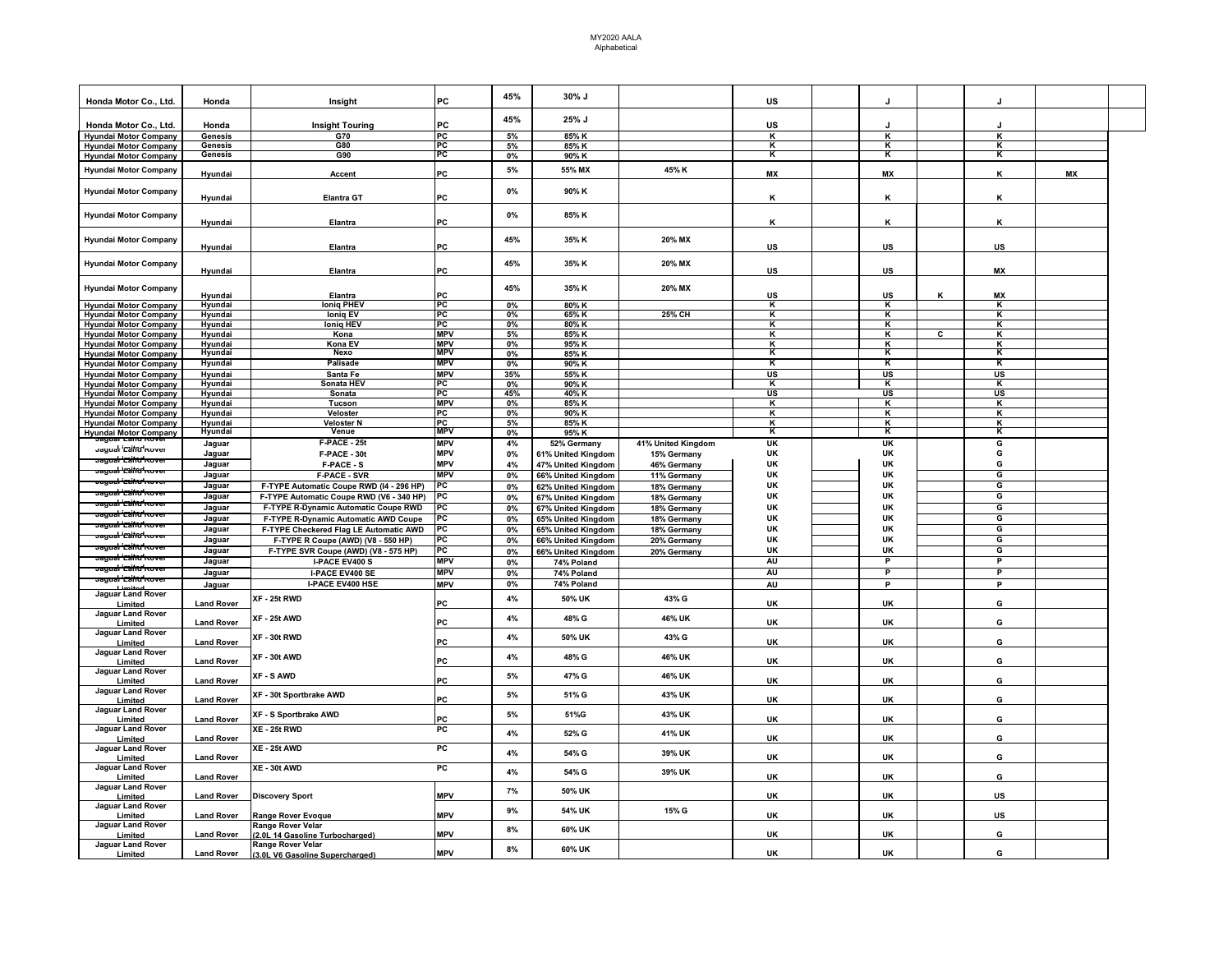| | | | | | | | | | | | | |
|---|---|---|---|---|---|---|---|---|---|---|---|---|
| Honda Motor Co., Ltd. | Honda | Insight | PC | 45% | 30% J | | US | | J | | J | |
| Honda Motor Co., Ltd. | Honda | Insight Touring | PC | 45% | 25% J | | US | | J | | J | |
| Hyundai Motor Company | Genesis | G70 | PC | 5% | 85% K | | K | | K | | K | |
| Hyundai Motor Company | Genesis | G80 | PC | 5% | 85% K | | K | | K | | K | |
| Hyundai Motor Company | Genesis | G90 | PC | 0% | 90% K | | K | | K | | K | |
| Hyundai Motor Company | Hyundai | Accent | PC | 5% | 55% MX | 45% K | MX | | MX | | K | MX |
| Hyundai Motor Company | Hyundai | Elantra GT | PC | 0% | 90% K | | K | | K | | K | |
| Hyundai Motor Company | Hyundai | Elantra | PC | 0% | 85% K | | K | | K | | K | |
| Hyundai Motor Company | Hyundai | Elantra | PC | 45% | 35% K | 20% MX | US | | US | | US | |
| Hyundai Motor Company | Hyundai | Elantra | PC | 45% | 35% K | 20% MX | US | | US | | MX | |
| Hyundai Motor Company | Hyundai | Elantra | PC | 45% | 35% K | 20% MX | US | | US | K | MX | |
| Hyundai Motor Company | Hyundai | Ioniq PHEV | PC | 0% | 80% K | | K | | K | | K | |
| Hyundai Motor Company | Hyundai | Ioniq EV | PC | 0% | 65% K | 25% CH | K | | K | | K | |
| Hyundai Motor Company | Hyundai | Ioniq HEV | PC | 0% | 80% K | | K | | K | | K | |
| Hyundai Motor Company | Hyundai | Kona | MPV | 5% | 85% K | | K | | K | C | K | |
| Hyundai Motor Company | Hyundai | Kona EV | MPV | 0% | 95% K | | K | | K | | K | |
| Hyundai Motor Company | Hyundai | Nexo | MPV | 0% | 85% K | | K | | K | | K | |
| Hyundai Motor Company | Hyundai | Palisade | MPV | 0% | 90% K | | K | | K | | K | |
| Hyundai Motor Company | Hyundai | Santa Fe | MPV | 35% | 55% K | | US | | US | | US | |
| Hyundai Motor Company | Hyundai | Sonata HEV | PC | 0% | 90% K | | K | | K | | K | |
| Hyundai Motor Company | Hyundai | Sonata | PC | 45% | 40% K | | US | | US | | US | |
| Hyundai Motor Company | Hyundai | Tucson | MPV | 0% | 85% K | | K | | K | | K | |
| Hyundai Motor Company | Hyundai | Veloster | PC | 0% | 90% K | | K | | K | | K | |
| Hyundai Motor Company | Hyundai | Veloster N | PC | 5% | 85% K | | K | | K | | K | |
| Hyundai Motor Company | Hyundai | Venue | MPV | 0% | 95% K | | K | | K | | K | |
| Jaguar Land Rover Limited | Jaguar | F-PACE - 25t | MPV | 4% | 52% Germany | 41% United Kingdom | UK | | UK | | G | |
| Jaguar Land Rover Limited | Jaguar | F-PACE - 30t | MPV | 0% | 61% United Kingdom | 15% Germany | UK | | UK | | G | |
| Jaguar Land Rover Limited | Jaguar | F-PACE - S | MPV | 4% | 47% United Kingdom | 46% Germany | UK | | UK | | G | |
| Jaguar Land Rover Limited | Jaguar | F-PACE - SVR | MPV | 0% | 66% United Kingdom | 11% Germany | UK | | UK | | G | |
| Jaguar Land Rover Limited | Jaguar | F-TYPE Automatic Coupe RWD (I4 - 296 HP) | PC | 0% | 62% United Kingdom | 18% Germany | UK | | UK | | G | |
| Jaguar Land Rover Limited | Jaguar | F-TYPE Automatic Coupe RWD (V6 - 340 HP) | PC | 0% | 67% United Kingdom | 18% Germany | UK | | UK | | G | |
| Jaguar Land Rover Limited | Jaguar | F-TYPE R-Dynamic Automatic Coupe RWD | PC | 0% | 67% United Kingdom | 18% Germany | UK | | UK | | G | |
| Jaguar Land Rover Limited | Jaguar | F-TYPE R-Dynamic Automatic AWD Coupe | PC | 0% | 65% United Kingdom | 18% Germany | UK | | UK | | G | |
| Jaguar Land Rover Limited | Jaguar | F-TYPE Checkered Flag LE Automatic AWD | PC | 0% | 65% United Kingdom | 18% Germany | UK | | UK | | G | |
| Jaguar Land Rover Limited | Jaguar | F-TYPE R Coupe (AWD) (V8 - 550 HP) | PC | 0% | 66% United Kingdom | 20% Germany | UK | | UK | | G | |
| Jaguar Land Rover Limited | Jaguar | F-TYPE SVR Coupe (AWD) (V8 - 575 HP) | PC | 0% | 66% United Kingdom | 20% Germany | UK | | UK | | G | |
| Jaguar Land Rover Limited | Jaguar | I-PACE EV400 S | MPV | 0% | 74% Poland | | AU | | P | | P | |
| Jaguar Land Rover Limited | Jaguar | I-PACE EV400 SE | MPV | 0% | 74% Poland | | AU | | P | | P | |
| Jaguar Land Rover Limited | Jaguar | I-PACE EV400 HSE | MPV | 0% | 74% Poland | | AU | | P | | P | |
| Jaguar Land Rover Limited | Land Rover | XF - 25t RWD | PC | 4% | 50% UK | 43% G | UK | | UK | | G | |
| Jaguar Land Rover Limited | Land Rover | XF - 25t AWD | PC | 4% | 48% G | 46% UK | UK | | UK | | G | |
| Jaguar Land Rover Limited | Land Rover | XF - 30t RWD | PC | 4% | 50% UK | 43% G | UK | | UK | | G | |
| Jaguar Land Rover Limited | Land Rover | XF - 30t AWD | PC | 4% | 48% G | 46% UK | UK | | UK | | G | |
| Jaguar Land Rover Limited | Land Rover | XF - S AWD | PC | 5% | 47% G | 46% UK | UK | | UK | | G | |
| Jaguar Land Rover Limited | Land Rover | XF - 30t Sportbrake AWD | PC | 5% | 51% G | 43% UK | UK | | UK | | G | |
| Jaguar Land Rover Limited | Land Rover | XF - S Sportbrake AWD | PC | 5% | 51%G | 43% UK | UK | | UK | | G | |
| Jaguar Land Rover Limited | Land Rover | XE - 25t RWD | PC | 4% | 52% G | 41% UK | UK | | UK | | G | |
| Jaguar Land Rover Limited | Land Rover | XE - 25t AWD | PC | 4% | 54% G | 39% UK | UK | | UK | | G | |
| Jaguar Land Rover Limited | Land Rover | XE - 30t AWD | PC | 4% | 54% G | 39% UK | UK | | UK | | G | |
| Jaguar Land Rover Limited | Land Rover | Discovery Sport | MPV | 7% | 50% UK | | UK | | UK | | US | |
| Jaguar Land Rover Limited | Land Rover | Range Rover Evoque | MPV | 9% | 54% UK | 15% G | UK | | UK | | US | |
| Jaguar Land Rover Limited | Land Rover | Range Rover Velar (2.0L 14 Gasoline Turbocharged) | MPV | 8% | 60% UK | | UK | | UK | | G | |
| Jaguar Land Rover Limited | Land Rover | Range Rover Velar (3.0L V6 Gasoline Supercharged) | MPV | 8% | 60% UK | | UK | | UK | | G | |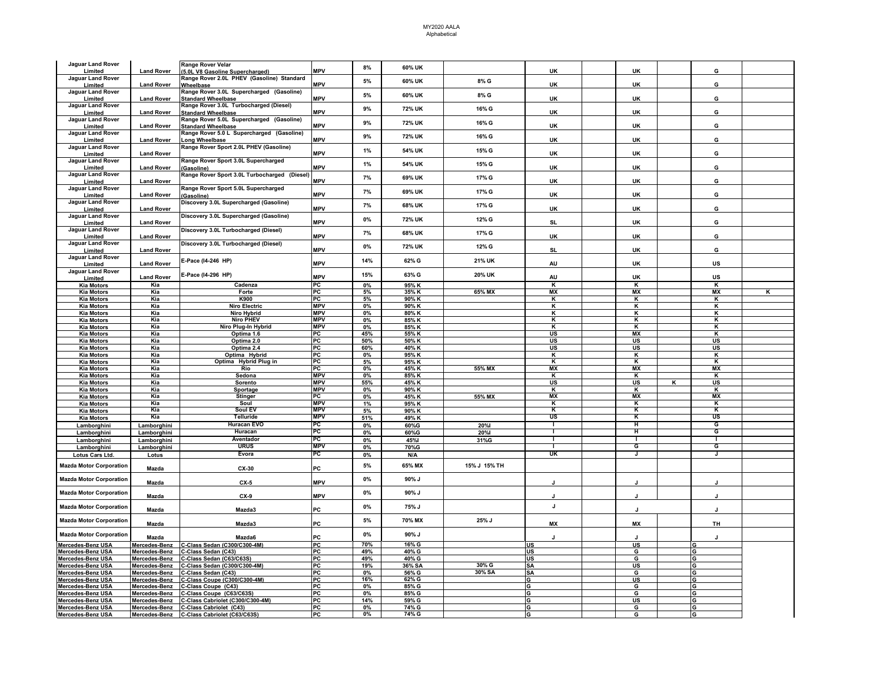| | | | | | | | | | | | | |
|---|---|---|---|---|---|---|---|---|---|---|---|---|
| Jaguar Land Rover Limited | Land Rover | Range Rover Velar (5.0L V8 Gasoline Supercharged) | MPV | 8% | 60% UK | | UK | | UK | | G | |
| Jaguar Land Rover Limited | Land Rover | Range Rover 2.0L PHEV (Gasoline) Standard Wheelbase | MPV | 5% | 60% UK | 8% G | UK | | UK | | G | |
| Jaguar Land Rover Limited | Land Rover | Range Rover 3.0L Supercharged (Gasoline) Standard Wheelbase | MPV | 5% | 60% UK | 8% G | UK | | UK | | G | |
| Jaguar Land Rover Limited | Land Rover | Range Rover 3.0L Turbocharged (Diesel) Standard Wheelbase | MPV | 9% | 72% UK | 16% G | UK | | UK | | G | |
| Jaguar Land Rover Limited | Land Rover | Range Rover 5.0L Supercharged (Gasoline) Standard Wheelbase | MPV | 9% | 72% UK | 16% G | UK | | UK | | G | |
| Jaguar Land Rover Limited | Land Rover | Range Rover 5.0 L Supercharged (Gasoline) Long Wheelbase | MPV | 9% | 72% UK | 16% G | UK | | UK | | G | |
| Jaguar Land Rover Limited | Land Rover | Range Rover Sport 2.0L PHEV (Gasoline) | MPV | 1% | 54% UK | 15% G | UK | | UK | | G | |
| Jaguar Land Rover Limited | Land Rover | Range Rover Sport 3.0L Supercharged (Gasoline) | MPV | 1% | 54% UK | 15% G | UK | | UK | | G | |
| Jaguar Land Rover Limited | Land Rover | Range Rover Sport 3.0L Turbocharged (Diesel) | MPV | 7% | 69% UK | 17% G | UK | | UK | | G | |
| Jaguar Land Rover Limited | Land Rover | Range Rover Sport 5.0L Supercharged (Gasoline) | MPV | 7% | 69% UK | 17% G | UK | | UK | | G | |
| Jaguar Land Rover Limited | Land Rover | Discovery 3.0L Supercharged (Gasoline) | MPV | 7% | 68% UK | 17% G | UK | | UK | | G | |
| Jaguar Land Rover Limited | Land Rover | Discovery 3.0L Supercharged (Gasoline) | MPV | 0% | 72% UK | 12% G | SL | | UK | | G | |
| Jaguar Land Rover Limited | Land Rover | Discovery 3.0L Turbocharged (Diesel) | MPV | 7% | 68% UK | 17% G | UK | | UK | | G | |
| Jaguar Land Rover Limited | Land Rover | Discovery 3.0L Turbocharged (Diesel) | MPV | 0% | 72% UK | 12% G | SL | | UK | | G | |
| Jaguar Land Rover Limited | Land Rover | E-Pace (I4-246 HP) | MPV | 14% | 62% G | 21% UK | AU | | UK | | US | |
| Jaguar Land Rover Limited | Land Rover | E-Pace (I4-296 HP) | MPV | 15% | 63% G | 20% UK | AU | | UK | | US | |
| Kia Motors | Kia | Cadenza | PC | 0% | 95% K | | K | | K | | K | |
| Kia Motors | Kia | Forte | PC | 5% | 35% K | 65% MX | MX | | MX | | MX | K |
| Kia Motors | Kia | K900 | PC | 5% | 90% K | | K | | K | | K | |
| Kia Motors | Kia | Niro Electric | MPV | 0% | 90% K | | K | | K | | K | |
| Kia Motors | Kia | Niro Hybrid | MPV | 0% | 80% K | | K | | K | | K | |
| Kia Motors | Kia | Niro PHEV | MPV | 0% | 85% K | | K | | K | | K | |
| Kia Motors | Kia | Niro Plug-In Hybrid | MPV | 0% | 85% K | | K | | K | | K | |
| Kia Motors | Kia | Optima 1.6 | PC | 45% | 55% K | | US | | MX | | K | |
| Kia Motors | Kia | Optima 2.0 | PC | 50% | 50% K | | US | | US | | US | |
| Kia Motors | Kia | Optima 2.4 | PC | 60% | 40% K | | US | | US | | US | |
| Kia Motors | Kia | Optima Hybrid | PC | 0% | 95% K | | K | | K | | K | |
| Kia Motors | Kia | Optima Hybrid Plug in | PC | 5% | 95% K | | K | | K | | K | |
| Kia Motors | Kia | Rio | PC | 0% | 45% K | 55% MX | MX | | MX | | MX | |
| Kia Motors | Kia | Sedona | MPV | 0% | 85% K | | K | | K | | K | |
| Kia Motors | Kia | Sorento | MPV | 55% | 45% K | | US | | US | K | US | |
| Kia Motors | Kia | Sportage | MPV | 0% | 90% K | | K | | K | | K | |
| Kia Motors | Kia | Stinger | PC | 0% | 45% K | 55% MX | MX | | MX | | MX | |
| Kia Motors | Kia | Soul | MPV | 1% | 95% K | | K | | K | | K | |
| Kia Motors | Kia | Soul EV | MPV | 5% | 90% K | | K | | K | | K | |
| Kia Motors | Kia | Telluride | MPV | 51% | 49% K | | US | | K | | US | |
| Lamborghini | Lamborghini | Huracan EVO | PC | 0% | 60%G | 20%I | I | | H | | G | |
| Lamborghini | Lamborghini | Huracan | PC | 0% | 60%G | 20%I | I | | H | | G | |
| Lamborghini | Lamborghini | Aventador | PC | 0% | 45%I | 31%G | I | | I | | I | |
| Lamborghini | Lamborghini | URUS | MPV | 0% | 70%G | | I | | G | | G | |
| Lotus Cars Ltd. | Lotus | Evora | PC | 0% | N/A | | UK | | J | | J | |
| Mazda Motor Corporation | Mazda | CX-30 | PC | 5% | 65% MX | 15% J 15% TH | | | | | | |
| Mazda Motor Corporation | Mazda | CX-5 | MPV | 0% | 90% J | | J | | J | | J | |
| Mazda Motor Corporation | Mazda | CX-9 | MPV | 0% | 90% J | | J | | J | | J | |
| Mazda Motor Corporation | Mazda | Mazda3 | PC | 0% | 75% J | | J | | J | | J | |
| Mazda Motor Corporation | Mazda | Mazda3 | PC | 5% | 70% MX | 25% J | MX | | MX | | TH | |
| Mazda Motor Corporation | Mazda | Mazda6 | PC | 0% | 90% J | | J | | J | | J | |
| Mercedes-Benz USA | Mercedes-Benz | C-Class Sedan (C300/C300-4M) | PC | 70% | 16% G | | US | | US | | G | |
| Mercedes-Benz USA | Mercedes-Benz | C-Class Sedan (C43) | PC | 49% | 40% G | | US | | G | | G | |
| Mercedes-Benz USA | Mercedes-Benz | C-Class Sedan (C63/C63S) | PC | 49% | 40% G | | US | | G | | G | |
| Mercedes-Benz USA | Mercedes-Benz | C-Class Sedan (C300/C300-4M) | PC | 19% | 36% SA | 30% G | SA | | US | | G | |
| Mercedes-Benz USA | Mercedes-Benz | C-Class Sedan (C43) | PC | 0% | 56% G | 30% SA | SA | | G | | G | |
| Mercedes-Benz USA | Mercedes-Benz | C-Class Coupe (C300/C300-4M) | PC | 16% | 62% G | | G | | US | | G | |
| Mercedes-Benz USA | Mercedes-Benz | C-Class Coupe (C43) | PC | 0% | 85% G | | G | | G | | G | |
| Mercedes-Benz USA | Mercedes-Benz | C-Class Coupe (C63/C63S) | PC | 0% | 85% G | | G | | G | | G | |
| Mercedes-Benz USA | Mercedes-Benz | C-Class Cabriolet (C300/C300-4M) | PC | 14% | 59% G | | G | | US | | G | |
| Mercedes-Benz USA | Mercedes-Benz | C-Class Cabriolet (C43) | PC | 0% | 74% G | | G | | G | | G | |
| Mercedes-Benz USA | Mercedes-Benz | C-Class Cabriolet (C63/C63S) | PC | 0% | 74% G | | G | | G | | G | |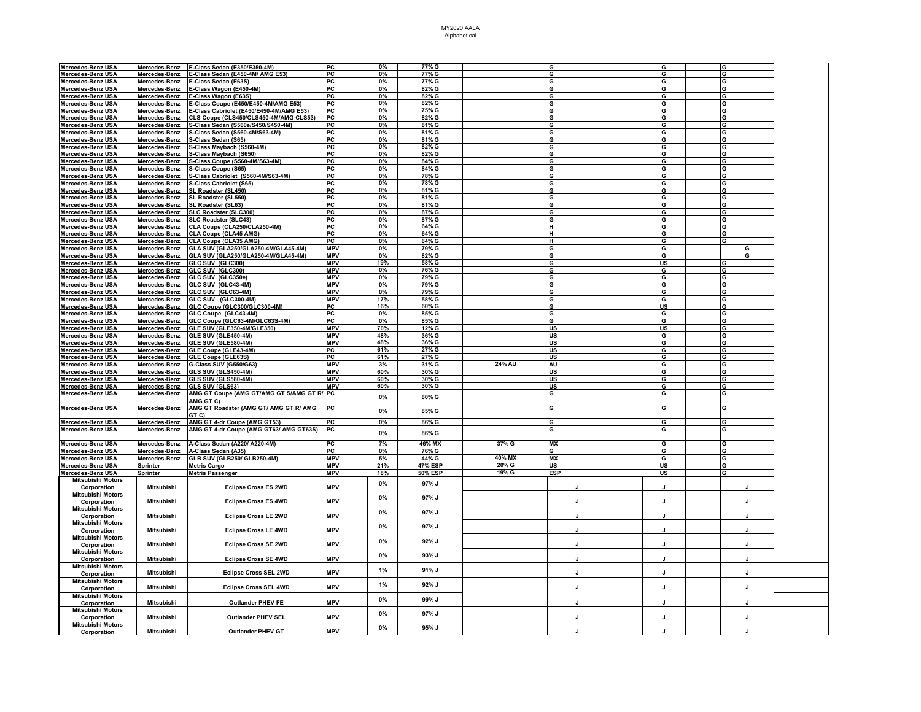| | | | | | | | | | |
|---|---|---|---|---|---|---|---|---|---|
| Mercedes-Benz USA | Mercedes-Benz | E-Class Sedan (E350/E350-4M) | PC | 0% | 77% G | | G | G | G |
| Mercedes-Benz USA | Mercedes-Benz | E-Class Sedan (E450-4M/ AMG E53) | PC | 0% | 77% G | | G | G | G |
| Mercedes-Benz USA | Mercedes-Benz | E-Class Sedan (E63S) | PC | 0% | 77% G | | G | G | G |
| Mercedes-Benz USA | Mercedes-Benz | E-Class Wagon (E450-4M) | PC | 0% | 82% G | | G | G | G |
| Mercedes-Benz USA | Mercedes-Benz | E-Class Wagon (E63S) | PC | 0% | 82% G | | G | G | G |
| Mercedes-Benz USA | Mercedes-Benz | E-Class Coupe (E450/E450-4M/AMG E53) | PC | 0% | 82% G | | G | G | G |
| Mercedes-Benz USA | Mercedes-Benz | E-Class Cabriolet (E450/E450-4M/AMG E53) | PC | 0% | 75% G | | G | G | G |
| Mercedes-Benz USA | Mercedes-Benz | CLS Coupe (CLS450/CLS450-4M/AMG CLS53) | PC | 0% | 82% G | | G | G | G |
| Mercedes-Benz USA | Mercedes-Benz | S-Class Sedan (S560e/S450/S450-4M) | PC | 0% | 81% G | | G | G | G |
| Mercedes-Benz USA | Mercedes-Benz | S-Class Sedan (S560-4M/S63-4M) | PC | 0% | 81% G | | G | G | G |
| Mercedes-Benz USA | Mercedes-Benz | S-Class Sedan (S65) | PC | 0% | 81% G | | G | G | G |
| Mercedes-Benz USA | Mercedes-Benz | S-Class Maybach (S560-4M) | PC | 0% | 82% G | | G | G | G |
| Mercedes-Benz USA | Mercedes-Benz | S-Class Maybach (S650) | PC | 0% | 82% G | | G | G | G |
| Mercedes-Benz USA | Mercedes-Benz | S-Class Coupe (S560-4M/S63-4M) | PC | 0% | 84% G | | G | G | G |
| Mercedes-Benz USA | Mercedes-Benz | S-Class Coupe (S65) | PC | 0% | 84% G | | G | G | G |
| Mercedes-Benz USA | Mercedes-Benz | S-Class Cabriolet (S560-4M/S63-4M) | PC | 0% | 78% G | | G | G | G |
| Mercedes-Benz USA | Mercedes-Benz | S-Class Cabriolet (S65) | PC | 0% | 78% G | | G | G | G |
| Mercedes-Benz USA | Mercedes-Benz | SL Roadster (SL450) | PC | 0% | 81% G | | G | G | G |
| Mercedes-Benz USA | Mercedes-Benz | SL Roadster (SL550) | PC | 0% | 81% G | | G | G | G |
| Mercedes-Benz USA | Mercedes-Benz | SL Roadster (SL63) | PC | 0% | 81% G | | G | G | G |
| Mercedes-Benz USA | Mercedes-Benz | SLC Roadster (SLC300) | PC | 0% | 87% G | | G | G | G |
| Mercedes-Benz USA | Mercedes-Benz | SLC Roadster (SLC43) | PC | 0% | 87% G | | G | G | G |
| Mercedes-Benz USA | Mercedes-Benz | CLA Coupe (CLA250/CLA250-4M) | PC | 0% | 64% G | | H | G | G |
| Mercedes-Benz USA | Mercedes-Benz | CLA Coupe (CLA45 AMG) | PC | 0% | 64% G | | H | G | G |
| Mercedes-Benz USA | Mercedes-Benz | CLA Coupe (CLA35 AMG) | PC | 0% | 64% G | | H | G | G |
| Mercedes-Benz USA | Mercedes-Benz | GLA SUV (GLA250/GLA250-4M/GLA45-4M) | MPV | 0% | 79% G | | G | G | G |
| Mercedes-Benz USA | Mercedes-Benz | GLA SUV (GLA250/GLA250-4M/GLA45-4M) | MPV | 0% | 82% G | | G | G | G |
| Mercedes-Benz USA | Mercedes-Benz | GLC SUV (GLC300) | MPV | 19% | 58% G | | G | US | G |
| Mercedes-Benz USA | Mercedes-Benz | GLC SUV (GLC300) | MPV | 0% | 76% G | | G | G | G |
| Mercedes-Benz USA | Mercedes-Benz | GLC SUV (GLC350e) | MPV | 0% | 79% G | | G | G | G |
| Mercedes-Benz USA | Mercedes-Benz | GLC SUV (GLC43-4M) | MPV | 0% | 79% G | | G | G | G |
| Mercedes-Benz USA | Mercedes-Benz | GLC SUV (GLC63-4M) | MPV | 0% | 79% G | | G | G | G |
| Mercedes-Benz USA | Mercedes-Benz | GLC SUV (GLC300-4M) | MPV | 17% | 58% G | | G | G | G |
| Mercedes-Benz USA | Mercedes-Benz | GLC Coupe (GLC300/GLC300-4M) | PC | 16% | 60% G | | G | US | G |
| Mercedes-Benz USA | Mercedes-Benz | GLC Coupe (GLC43-4M) | PC | 0% | 85% G | | G | G | G |
| Mercedes-Benz USA | Mercedes-Benz | GLC Coupe (GLC63-4M/GLC63S-4M) | PC | 0% | 85% G | | G | G | G |
| Mercedes-Benz USA | Mercedes-Benz | GLE SUV (GLE350-4M/GLE350) | MPV | 70% | 12% G | | US | US | G |
| Mercedes-Benz USA | Mercedes-Benz | GLE SUV (GLE450-4M) | MPV | 48% | 36% G | | US | G | G |
| Mercedes-Benz USA | Mercedes-Benz | GLE SUV (GLE580-4M) | MPV | 48% | 36% G | | US | G | G |
| Mercedes-Benz USA | Mercedes-Benz | GLE Coupe (GLE43-4M) | PC | 61% | 27% G | | US | G | G |
| Mercedes-Benz USA | Mercedes-Benz | GLE Coupe (GLE63S) | PC | 61% | 27% G | | US | G | G |
| Mercedes-Benz USA | Mercedes-Benz | G-Class SUV (G550/G63) | MPV | 3% | 31% G | 24% AU | AU | G | G |
| Mercedes-Benz USA | Mercedes-Benz | GLS SUV (GLS450-4M) | MPV | 60% | 30% G | | US | G | G |
| Mercedes-Benz USA | Mercedes-Benz | GLS SUV (GLS580-4M) | MPV | 60% | 30% G | | US | G | G |
| Mercedes-Benz USA | Mercedes-Benz | GLS SUV (GLS63) | MPV | 60% | 30% G | | US | G | G |
| Mercedes-Benz USA | Mercedes-Benz | AMG GT Coupe (AMG GT/AMG GT S/AMG GT R/ AMG GT C) | PC | 0% | 80% G | | G | G | G |
| Mercedes-Benz USA | Mercedes-Benz | AMG GT Roadster (AMG GT/ AMG GT R/ AMG GT C) | PC | 0% | 85% G | | G | G | G |
| Mercedes-Benz USA | Mercedes-Benz | AMG GT 4-dr Coupe (AMG GT53) | PC | 0% | 86% G | | G | G | G |
| Mercedes-Benz USA | Mercedes-Benz | AMG GT 4-dr Coupe (AMG GT63/ AMG GT63S) | PC | 0% | 86% G | | G | G | G |
| Mercedes-Benz USA | Mercedes-Benz | A-Class Sedan (A220/ A220-4M) | PC | 7% | 46% MX | 37% G | MX | G | G |
| Mercedes-Benz USA | Mercedes-Benz | A-Class Sedan (A35) | PC | 0% | 76% G | | G | G | G |
| Mercedes-Benz USA | Mercedes-Benz | GLB SUV (GLB250/ GLB250-4M) | MPV | 5% | 44% G | 40% MX | MX | G | G |
| Mercedes-Benz USA | Sprinter | Metris Cargo | MPV | 21% | 47% ESP | 20% G | US | US | G |
| Mercedes-Benz USA | Sprinter | Metris Passenger | MPV | 18% | 50% ESP | 19% G | ESP | US | G |
| Mitsubishi Motors Corporation | Mitsubishi | Eclipse Cross ES 2WD | MPV | 0% | 97% J | | J | J | J |
| Mitsubishi Motors Corporation | Mitsubishi | Eclipse Cross ES 4WD | MPV | 0% | 97% J | | J | J | J |
| Mitsubishi Motors Corporation | Mitsubishi | Eclipse Cross LE 2WD | MPV | 0% | 97% J | | J | J | J |
| Mitsubishi Motors Corporation | Mitsubishi | Eclipse Cross LE 4WD | MPV | 0% | 97% J | | J | J | J |
| Mitsubishi Motors Corporation | Mitsubishi | Eclipse Cross SE 2WD | MPV | 0% | 92% J | | J | J | J |
| Mitsubishi Motors Corporation | Mitsubishi | Eclipse Cross SE 4WD | MPV | 0% | 93% J | | J | J | J |
| Mitsubishi Motors Corporation | Mitsubishi | Eclipse Cross SEL 2WD | MPV | 1% | 91% J | | J | J | J |
| Mitsubishi Motors Corporation | Mitsubishi | Eclipse Cross SEL 4WD | MPV | 1% | 92% J | | J | J | J |
| Mitsubishi Motors Corporation | Mitsubishi | Outlander PHEV FE | MPV | 0% | 99% J | | J | J | J |
| Mitsubishi Motors Corporation | Mitsubishi | Outlander PHEV SEL | MPV | 0% | 97% J | | J | J | J |
| Mitsubishi Motors Corporation | Mitsubishi | Outlander PHEV GT | MPV | 0% | 95% J | | J | J | J |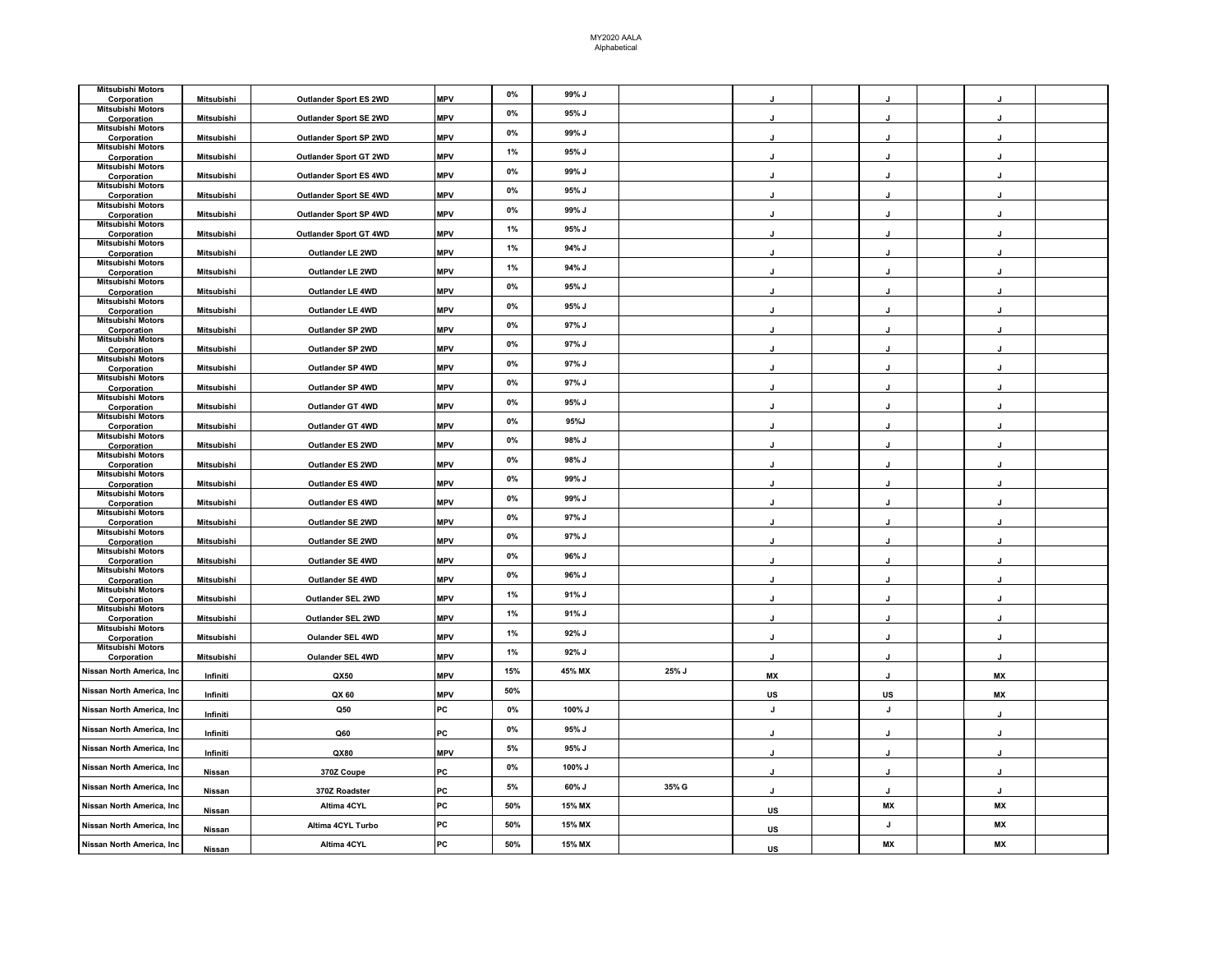| | | | | | | | | | | | | |
|---|---|---|---|---|---|---|---|---|---|---|---|---|
| Mitsubishi Motors Corporation | Mitsubishi | Outlander Sport ES 2WD | MPV | 0% | 99% J | | J | | J | | J | |
| Mitsubishi Motors Corporation | Mitsubishi | Outlander Sport SE 2WD | MPV | 0% | 95% J | | J | | J | | J | |
| Mitsubishi Motors Corporation | Mitsubishi | Outlander Sport SP 2WD | MPV | 0% | 99% J | | J | | J | | J | |
| Mitsubishi Motors Corporation | Mitsubishi | Outlander Sport GT 2WD | MPV | 1% | 95% J | | J | | J | | J | |
| Mitsubishi Motors Corporation | Mitsubishi | Outlander Sport ES 4WD | MPV | 0% | 99% J | | J | | J | | J | |
| Mitsubishi Motors Corporation | Mitsubishi | Outlander Sport SE 4WD | MPV | 0% | 95% J | | J | | J | | J | |
| Mitsubishi Motors Corporation | Mitsubishi | Outlander Sport SP 4WD | MPV | 0% | 99% J | | J | | J | | J | |
| Mitsubishi Motors Corporation | Mitsubishi | Outlander Sport GT 4WD | MPV | 1% | 95% J | | J | | J | | J | |
| Mitsubishi Motors Corporation | Mitsubishi | Outlander LE 2WD | MPV | 1% | 94% J | | J | | J | | J | |
| Mitsubishi Motors Corporation | Mitsubishi | Outlander LE 2WD | MPV | 1% | 94% J | | J | | J | | J | |
| Mitsubishi Motors Corporation | Mitsubishi | Outlander LE 4WD | MPV | 0% | 95% J | | J | | J | | J | |
| Mitsubishi Motors Corporation | Mitsubishi | Outlander LE 4WD | MPV | 0% | 95% J | | J | | J | | J | |
| Mitsubishi Motors Corporation | Mitsubishi | Outlander SP 2WD | MPV | 0% | 97% J | | J | | J | | J | |
| Mitsubishi Motors Corporation | Mitsubishi | Outlander SP 2WD | MPV | 0% | 97% J | | J | | J | | J | |
| Mitsubishi Motors Corporation | Mitsubishi | Outlander SP 4WD | MPV | 0% | 97% J | | J | | J | | J | |
| Mitsubishi Motors Corporation | Mitsubishi | Outlander SP 4WD | MPV | 0% | 97% J | | J | | J | | J | |
| Mitsubishi Motors Corporation | Mitsubishi | Outlander GT 4WD | MPV | 0% | 95% J | | J | | J | | J | |
| Mitsubishi Motors Corporation | Mitsubishi | Outlander GT 4WD | MPV | 0% | 95%J | | J | | J | | J | |
| Mitsubishi Motors Corporation | Mitsubishi | Outlander ES 2WD | MPV | 0% | 98% J | | J | | J | | J | |
| Mitsubishi Motors Corporation | Mitsubishi | Outlander ES 2WD | MPV | 0% | 98% J | | J | | J | | J | |
| Mitsubishi Motors Corporation | Mitsubishi | Outlander ES 4WD | MPV | 0% | 99% J | | J | | J | | J | |
| Mitsubishi Motors Corporation | Mitsubishi | Outlander ES 4WD | MPV | 0% | 99% J | | J | | J | | J | |
| Mitsubishi Motors Corporation | Mitsubishi | Outlander SE 2WD | MPV | 0% | 97% J | | J | | J | | J | |
| Mitsubishi Motors Corporation | Mitsubishi | Outlander SE 2WD | MPV | 0% | 97% J | | J | | J | | J | |
| Mitsubishi Motors Corporation | Mitsubishi | Outlander SE 4WD | MPV | 0% | 96% J | | J | | J | | J | |
| Mitsubishi Motors Corporation | Mitsubishi | Outlander SE 4WD | MPV | 0% | 96% J | | J | | J | | J | |
| Mitsubishi Motors Corporation | Mitsubishi | Outlander SEL 2WD | MPV | 1% | 91% J | | J | | J | | J | |
| Mitsubishi Motors Corporation | Mitsubishi | Outlander SEL 2WD | MPV | 1% | 91% J | | J | | J | | J | |
| Mitsubishi Motors Corporation | Mitsubishi | Oulander SEL 4WD | MPV | 1% | 92% J | | J | | J | | J | |
| Mitsubishi Motors Corporation | Mitsubishi | Oulander SEL 4WD | MPV | 1% | 92% J | | J | | J | | J | |
| Nissan North America, Inc | Infiniti | QX50 | MPV | 15% | 45% MX | 25% J | MX | | J | | MX | |
| Nissan North America, Inc | Infiniti | QX 60 | MPV | 50% | | | US | | US | | MX | |
| Nissan North America, Inc | Infiniti | Q50 | PC | 0% | 100% J | | J | | J | | J | |
| Nissan North America, Inc | Infiniti | Q60 | PC | 0% | 95% J | | J | | J | | J | |
| Nissan North America, Inc | Infiniti | QX80 | MPV | 5% | 95% J | | J | | J | | J | |
| Nissan North America, Inc | Nissan | 370Z Coupe | PC | 0% | 100% J | | J | | J | | J | |
| Nissan North America, Inc | Nissan | 370Z Roadster | PC | 5% | 60% J | 35% G | J | | J | | J | |
| Nissan North America, Inc | Nissan | Altima 4CYL | PC | 50% | 15% MX | | US | | MX | | MX | |
| Nissan North America, Inc | Nissan | Altima 4CYL Turbo | PC | 50% | 15% MX | | US | | J | | MX | |
| Nissan North America, Inc | Nissan | Altima 4CYL | PC | 50% | 15% MX | | US | | MX | | MX | |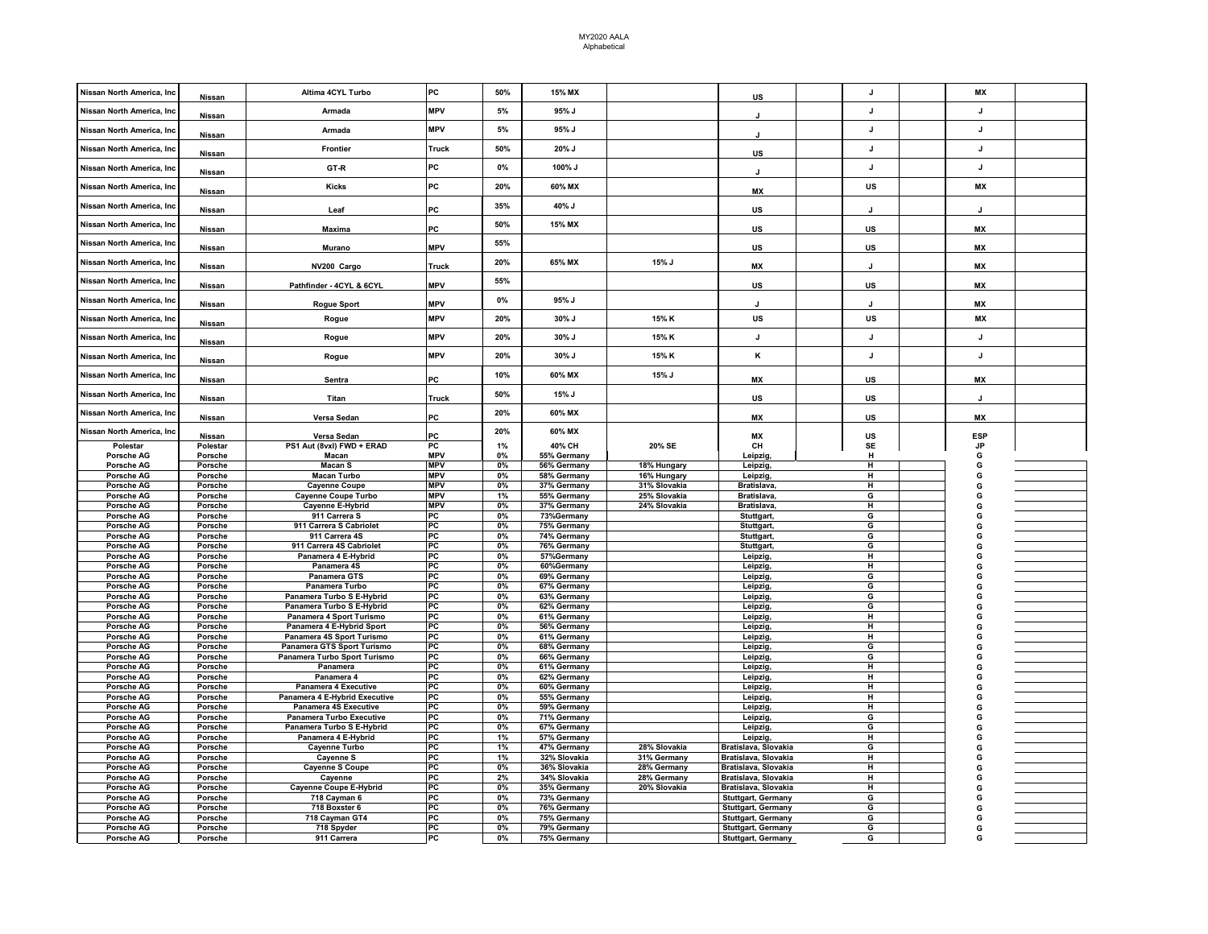MY2020 AALA
Alphabetical

| | | | | | | | | | | | | |
|---|---|---|---|---|---|---|---|---|---|---|---|---|
| Nissan North America, Inc | Nissan | Altima 4CYL Turbo | PC | 50% | 15% MX | | US | | J | | MX | |
| Nissan North America, Inc | Nissan | Armada | MPV | 5% | 95% J | | J | | J | | J | |
| Nissan North America, Inc | Nissan | Armada | MPV | 5% | 95% J | | J | | J | | J | |
| Nissan North America, Inc | Nissan | Frontier | Truck | 50% | 20% J | | US | | J | | J | |
| Nissan North America, Inc | Nissan | GT-R | PC | 0% | 100% J | | J | | J | | J | |
| Nissan North America, Inc | Nissan | Kicks | PC | 20% | 60% MX | | MX | | US | | MX | |
| Nissan North America, Inc | Nissan | Leaf | PC | 35% | 40% J | | US | | J | | J | |
| Nissan North America, Inc | Nissan | Maxima | PC | 50% | 15% MX | | US | | US | | MX | |
| Nissan North America, Inc | Nissan | Murano | MPV | 55% | | | US | | US | | MX | |
| Nissan North America, Inc | Nissan | NV200 Cargo | Truck | 20% | 65% MX | 15% J | MX | | J | | MX | |
| Nissan North America, Inc | Nissan | Pathfinder - 4CYL & 6CYL | MPV | 55% | | | US | | US | | MX | |
| Nissan North America, Inc | Nissan | Rogue Sport | MPV | 0% | 95% J | | J | | J | | MX | |
| Nissan North America, Inc | Nissan | Rogue | MPV | 20% | 30% J | 15% K | US | | US | | MX | |
| Nissan North America, Inc | Nissan | Rogue | MPV | 20% | 30% J | 15% K | J | | J | | J | |
| Nissan North America, Inc | Nissan | Rogue | MPV | 20% | 30% J | 15% K | K | | J | | J | |
| Nissan North America, Inc | Nissan | Sentra | PC | 10% | 60% MX | 15% J | MX | | US | | MX | |
| Nissan North America, Inc | Nissan | Titan | Truck | 50% | 15% J | | US | | US | | J | |
| Nissan North America, Inc | Nissan | Versa Sedan | PC | 20% | 60% MX | | MX | | US | | MX | |
| Nissan North America, Inc | Nissan | Versa Sedan | PC | 20% | 60% MX | | MX | | US | | ESP | |
| Polestar | Polestar | PS1 Aut (8vxl) FWD + ERAD | PC | 1% | 40% CH | 20% SE | CH | | SE | | JP | |
| Porsche AG | Porsche | Macan | MPV | 0% | 55% Germany | | Leipzig, | | H | | G | |
| Porsche AG | Porsche | Macan S | MPV | 0% | 56% Germany | 18% Hungary | Leipzig, | | H | | G | |
| Porsche AG | Porsche | Macan Turbo | MPV | 0% | 58% Germany | 16% Hungary | Leipzig, | | H | | G | |
| Porsche AG | Porsche | Cayenne Coupe | MPV | 0% | 37% Germany | 31% Slovakia | Bratislava, | | H | | G | |
| Porsche AG | Porsche | Cayenne Coupe Turbo | MPV | 1% | 55% Germany | 25% Slovakia | Bratislava, | | G | | G | |
| Porsche AG | Porsche | Cayenne E-Hybrid | MPV | 0% | 37% Germany | 24% Slovakia | Bratislava, | | H | | G | |
| Porsche AG | Porsche | 911 Carrera S | PC | 0% | 73%Germany | | Stuttgart, | | G | | G | |
| Porsche AG | Porsche | 911 Carrera S Cabriolet | PC | 0% | 75% Germany | | Stuttgart, | | G | | G | |
| Porsche AG | Porsche | 911 Carrera 4S | PC | 0% | 74% Germany | | Stuttgart, | | G | | G | |
| Porsche AG | Porsche | 911 Carrera 4S Cabriolet | PC | 0% | 76% Germany | | Stuttgart, | | G | | G | |
| Porsche AG | Porsche | Panamera 4 E-Hybrid | PC | 0% | 57%Germany | | Leipzig, | | H | | G | |
| Porsche AG | Porsche | Panamera 4S | PC | 0% | 60%Germany | | Leipzig, | | H | | G | |
| Porsche AG | Porsche | Panamera GTS | PC | 0% | 69% Germany | | Leipzig, | | G | | G | |
| Porsche AG | Porsche | Panamera Turbo | PC | 0% | 67% Germany | | Leipzig, | | G | | G | |
| Porsche AG | Porsche | Panamera Turbo S E-Hybrid | PC | 0% | 63% Germany | | Leipzig, | | G | | G | |
| Porsche AG | Porsche | Panamera Turbo S E-Hybrid | PC | 0% | 62% Germany | | Leipzig, | | G | | G | |
| Porsche AG | Porsche | Panamera 4 Sport Turismo | PC | 0% | 61% Germany | | Leipzig, | | H | | G | |
| Porsche AG | Porsche | Panamera 4 E-Hybrid Sport | PC | 0% | 56% Germany | | Leipzig, | | H | | G | |
| Porsche AG | Porsche | Panamera 4S Sport Turismo | PC | 0% | 61% Germany | | Leipzig, | | H | | G | |
| Porsche AG | Porsche | Panamera GTS Sport Turismo | PC | 0% | 68% Germany | | Leipzig, | | G | | G | |
| Porsche AG | Porsche | Panamera Turbo Sport Turismo | PC | 0% | 66% Germany | | Leipzig, | | G | | G | |
| Porsche AG | Porsche | Panamera | PC | 0% | 61% Germany | | Leipzig, | | H | | G | |
| Porsche AG | Porsche | Panamera 4 | PC | 0% | 62% Germany | | Leipzig, | | H | | G | |
| Porsche AG | Porsche | Panamera 4 Executive | PC | 0% | 60% Germany | | Leipzig, | | H | | G | |
| Porsche AG | Porsche | Panamera 4 E-Hybrid Executive | PC | 0% | 55% Germany | | Leipzig, | | H | | G | |
| Porsche AG | Porsche | Panamera 4S Executive | PC | 0% | 59% Germany | | Leipzig, | | H | | G | |
| Porsche AG | Porsche | Panamera Turbo Executive | PC | 0% | 71% Germany | | Leipzig, | | G | | G | |
| Porsche AG | Porsche | Panamera Turbo S E-Hybrid | PC | 0% | 67% Germany | | Leipzig, | | G | | G | |
| Porsche AG | Porsche | Panamera 4 E-Hybrid | PC | 1% | 57% Germany | | Leipzig, | | H | | G | |
| Porsche AG | Porsche | Cayenne Turbo | PC | 1% | 47% Germany | 28% Slovakia | Bratislava, Slovakia | | G | | G | |
| Porsche AG | Porsche | Cayenne S | PC | 1% | 32% Slovakia | 31% Germany | Bratislava, Slovakia | | H | | G | |
| Porsche AG | Porsche | Cayenne S Coupe | PC | 0% | 36% Slovakia | 28% Germany | Bratislava, Slovakia | | H | | G | |
| Porsche AG | Porsche | Cayenne | PC | 2% | 34% Slovakia | 28% Germany | Bratislava, Slovakia | | H | | G | |
| Porsche AG | Porsche | Cayenne Coupe E-Hybrid | PC | 0% | 35% Germany | 20% Slovakia | Bratislava, Slovakia | | H | | G | |
| Porsche AG | Porsche | 718 Cayman 6 | PC | 0% | 73% Germany | | Stuttgart, Germany | | G | | G | |
| Porsche AG | Porsche | 718 Boxster 6 | PC | 0% | 76% Germany | | Stuttgart, Germany | | G | | G | |
| Porsche AG | Porsche | 718 Cayman GT4 | PC | 0% | 75% Germany | | Stuttgart, Germany | | G | | G | |
| Porsche AG | Porsche | 718 Spyder | PC | 0% | 79% Germany | | Stuttgart, Germany | | G | | G | |
| Porsche AG | Porsche | 911 Carrera | PC | 0% | 75% Germany | | Stuttgart, Germany | | G | | G | |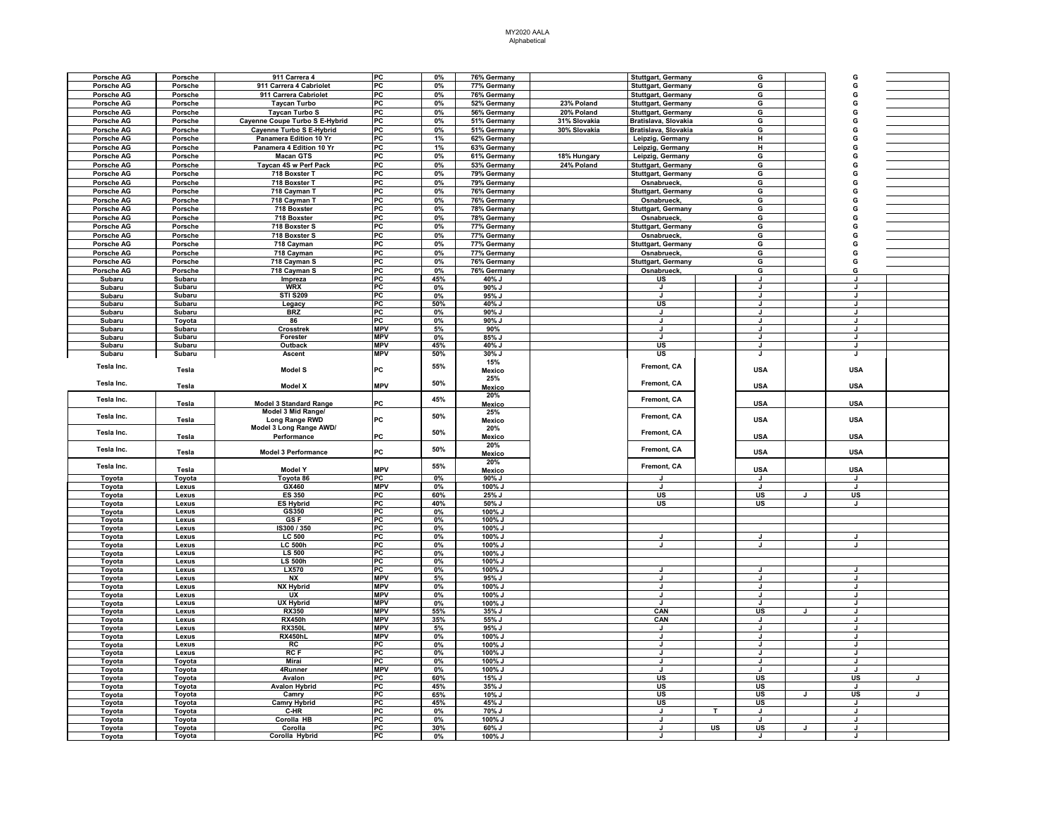| | | | | | | | | | | | | |
|---|---|---|---|---|---|---|---|---|---|---|---|---|
| Porsche AG | Porsche | 911 Carrera 4 | PC | 0% | 76% Germany | | Stuttgart, Germany | | G | | G | |
| Porsche AG | Porsche | 911 Carrera 4 Cabriolet | PC | 0% | 77% Germany | | Stuttgart, Germany | | G | | G | |
| Porsche AG | Porsche | 911 Carrera Cabriolet | PC | 0% | 76% Germany | | Stuttgart, Germany | | G | | G | |
| Porsche AG | Porsche | Taycan Turbo | PC | 0% | 52% Germany | 23% Poland | Stuttgart, Germany | | G | | G | |
| Porsche AG | Porsche | Taycan Turbo S | PC | 0% | 56% Germany | 20% Poland | Stuttgart, Germany | | G | | G | |
| Porsche AG | Porsche | Cayenne Coupe Turbo S E-Hybrid | PC | 0% | 51% Germany | 31% Slovakia | Bratislava, Slovakia | | G | | G | |
| Porsche AG | Porsche | Cayenne Turbo S E-Hybrid | PC | 0% | 51% Germany | 30% Slovakia | Bratislava, Slovakia | | G | | G | |
| Porsche AG | Porsche | Panamera Edition 10 Yr | PC | 1% | 62% Germany | | Leipzig, Germany | | H | | G | |
| Porsche AG | Porsche | Panamera 4 Edition 10 Yr | PC | 1% | 63% Germany | | Leipzig, Germany | | H | | G | |
| Porsche AG | Porsche | Macan GTS | PC | 0% | 61% Germany | 18% Hungary | Leipzig, Germany | | G | | G | |
| Porsche AG | Porsche | Taycan 4S w Perf Pack | PC | 0% | 53% Germany | 24% Poland | Stuttgart, Germany | | G | | G | |
| Porsche AG | Porsche | 718 Boxster T | PC | 0% | 79% Germany | | Stuttgart, Germany | | G | | G | |
| Porsche AG | Porsche | 718 Boxster T | PC | 0% | 79% Germany | | Osnabrueck, | | G | | G | |
| Porsche AG | Porsche | 718 Cayman T | PC | 0% | 76% Germany | | Stuttgart, Germany | | G | | G | |
| Porsche AG | Porsche | 718 Cayman T | PC | 0% | 76% Germany | | Osnabrueck, | | G | | G | |
| Porsche AG | Porsche | 718 Boxster | PC | 0% | 78% Germany | | Stuttgart, Germany | | G | | G | |
| Porsche AG | Porsche | 718 Boxster | PC | 0% | 78% Germany | | Osnabrueck, | | G | | G | |
| Porsche AG | Porsche | 718 Boxster S | PC | 0% | 77% Germany | | Stuttgart, Germany | | G | | G | |
| Porsche AG | Porsche | 718 Boxster S | PC | 0% | 77% Germany | | Osnabrueck, | | G | | G | |
| Porsche AG | Porsche | 718 Cayman | PC | 0% | 77% Germany | | Stuttgart, Germany | | G | | G | |
| Porsche AG | Porsche | 718 Cayman | PC | 0% | 77% Germany | | Osnabrueck, | | G | | G | |
| Porsche AG | Porsche | 718 Cayman S | PC | 0% | 76% Germany | | Stuttgart, Germany | | G | | G | |
| Porsche AG | Porsche | 718 Cayman S | PC | 0% | 76% Germany | | Osnabrueck, | | G | | G | |
| Subaru | Subaru | Impreza | PC | 45% | 40% J | | US | | J | | J | |
| Subaru | Subaru | WRX | PC | 0% | 90% J | | J | | J | | J | |
| Subaru | Subaru | STI S209 | PC | 0% | 95% J | | J | | J | | J | |
| Subaru | Subaru | Legacy | PC | 50% | 40% J | | US | | J | | J | |
| Subaru | Subaru | BRZ | PC | 0% | 90% J | | J | | J | | J | |
| Subaru | Toyota | 86 | PC | 0% | 90% J | | J | | J | | J | |
| Subaru | Subaru | Crosstrek | MPV | 5% | 90% | | J | | J | | J | |
| Subaru | Subaru | Forester | MPV | 0% | 85% J | | J | | J | | J | |
| Subaru | Subaru | Outback | MPV | 45% | 40% J | | US | | J | | J | |
| Subaru | Subaru | Ascent | MPV | 50% | 30% J | | US | | J | | J | |
| Tesla Inc. | Tesla | Model S | PC | 55% | 15% Mexico | | Fremont, CA | | USA | | USA | |
| Tesla Inc. | Tesla | Model X | MPV | 50% | 25% Mexico | | Fremont, CA | | USA | | USA | |
| Tesla Inc. | Tesla | Model 3 Standard Range | PC | 45% | 20% Mexico | | Fremont, CA | | USA | | USA | |
| Tesla Inc. | Tesla | Model 3 Mid Range/ Long Range RWD | PC | 50% | 25% Mexico | | Fremont, CA | | USA | | USA | |
| Tesla Inc. | Tesla | Model 3 Long Range AWD/ Performance | PC | 50% | 20% Mexico | | Fremont, CA | | USA | | USA | |
| Tesla Inc. | Tesla | Model 3 Performance | PC | 50% | 20% Mexico | | Fremont, CA | | USA | | USA | |
| Tesla Inc. | Tesla | Model Y | MPV | 55% | 20% Mexico | | Fremont, CA | | USA | | USA | |
| Toyota | Toyota | Toyota 86 | PC | 0% | 90% J | | J | | J | | J | |
| Toyota | Lexus | GX460 | MPV | 0% | 100% J | | J | | J | | J | |
| Toyota | Lexus | ES 350 | PC | 60% | 25% J | | US | | US | J | US | |
| Toyota | Lexus | ES Hybrid | PC | 40% | 50% J | | US | | US | | J | |
| Toyota | Lexus | GS350 | PC | 0% | 100% J | | | | | | | |
| Toyota | Lexus | GS F | PC | 0% | 100% J | | | | | | | |
| Toyota | Lexus | IS300 / 350 | PC | 0% | 100% J | | | | | | | |
| Toyota | Lexus | LC 500 | PC | 0% | 100% J | | J | | J | | J | |
| Toyota | Lexus | LC 500h | PC | 0% | 100% J | | J | | J | | J | |
| Toyota | Lexus | LS 500 | PC | 0% | 100% J | | | | | | | |
| Toyota | Lexus | LS 500h | PC | 0% | 100% J | | | | | | | |
| Toyota | Lexus | LX570 | PC | 0% | 100% J | | J | | J | | J | |
| Toyota | Lexus | NX | MPV | 5% | 95% J | | J | | J | | J | |
| Toyota | Lexus | NX Hybrid | MPV | 0% | 100% J | | J | | J | | J | |
| Toyota | Lexus | UX | MPV | 0% | 100% J | | J | | J | | J | |
| Toyota | Lexus | UX Hybrid | MPV | 0% | 100% J | | J | | J | | J | |
| Toyota | Lexus | RX350 | MPV | 55% | 35% J | | CAN | | US | J | J | |
| Toyota | Lexus | RX450h | MPV | 35% | 55% J | | CAN | | J | | J | |
| Toyota | Lexus | RX350L | MPV | 5% | 95% J | | J | | J | | J | |
| Toyota | Lexus | RX450hL | MPV | 0% | 100% J | | J | | J | | J | |
| Toyota | Lexus | RC | PC | 0% | 100% J | | J | | J | | J | |
| Toyota | Lexus | RC F | PC | 0% | 100% J | | J | | J | | J | |
| Toyota | Toyota | Mirai | PC | 0% | 100% J | | J | | J | | J | |
| Toyota | Toyota | 4Runner | MPV | 0% | 100% J | | J | | J | | J | |
| Toyota | Toyota | Avalon | PC | 60% | 15% J | | US | | US | | US | J |
| Toyota | Toyota | Avalon Hybrid | PC | 45% | 35% J | | US | | US | | J | |
| Toyota | Toyota | Camry | PC | 65% | 10% J | | US | | US | J | US | J |
| Toyota | Toyota | Camry Hybrid | PC | 45% | 45% J | | US | | US | | J | |
| Toyota | Toyota | C-HR | PC | 0% | 70% J | | J | T | J | | J | |
| Toyota | Toyota | Corolla HB | PC | 0% | 100% J | | J | | J | | J | |
| Toyota | Toyota | Corolla | PC | 30% | 60% J | | J | US | US | J | J | |
| Toyota | Toyota | Corolla Hybrid | PC | 0% | 100% J | | J | | J | | J | |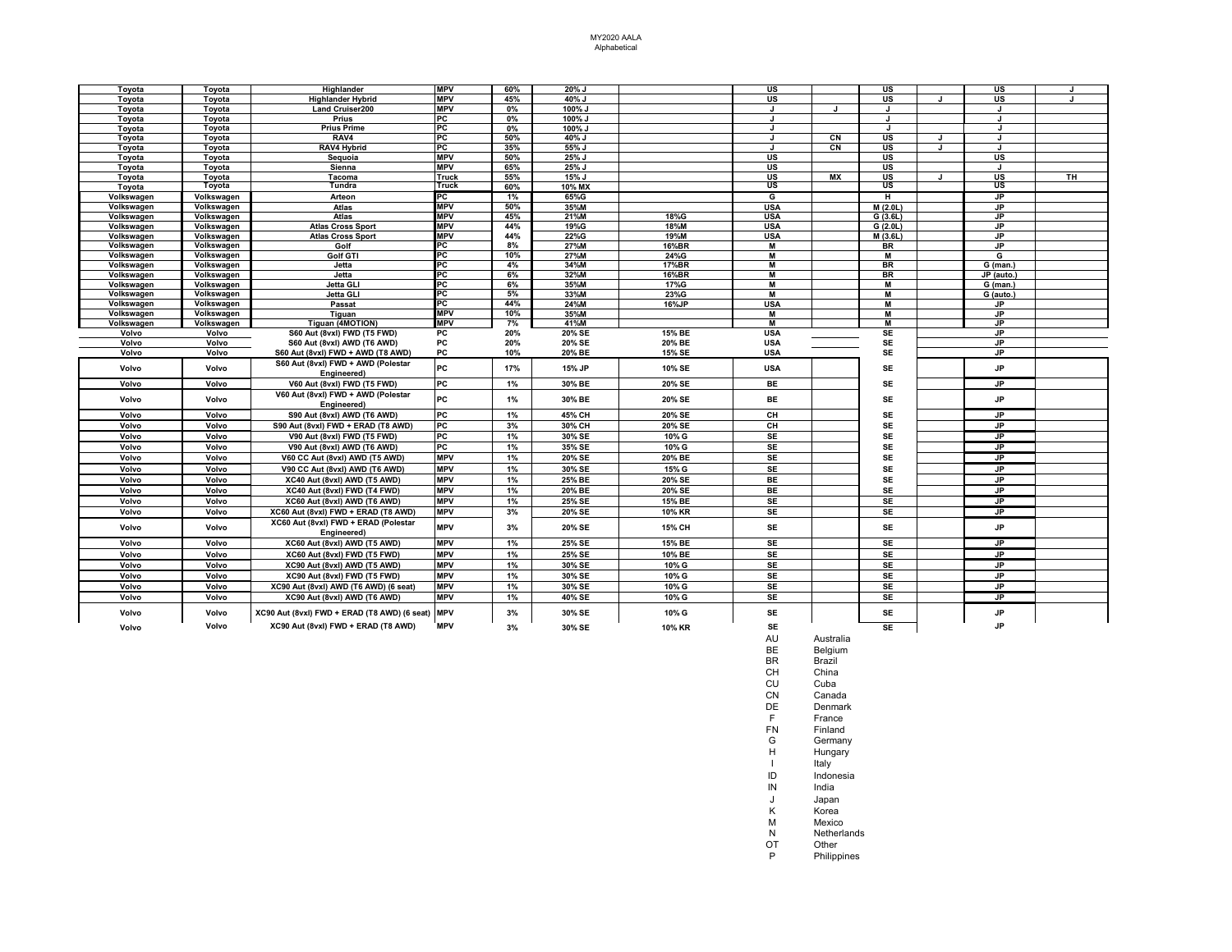| | | | | | | | | | | | | |
|---|---|---|---|---|---|---|---|---|---|---|---|---|
| Toyota | Toyota | Highlander | MPV | 60% | 20% J | | US | | US | J | US | J |
| Toyota | Toyota | Highlander Hybrid | MPV | 45% | 40% J | | US | | US | J | US | J |
| Toyota | Toyota | Land Cruiser200 | MPV | 0% | 100% J | | J | J | J | | J | |
| Toyota | Toyota | Prius | PC | 0% | 100% J | | J | | J | | J | |
| Toyota | Toyota | Prius Prime | PC | 0% | 100% J | | J | | J | | J | |
| Toyota | Toyota | RAV4 | PC | 50% | 40% J | | J | CN | US | J | J | |
| Toyota | Toyota | RAV4 Hybrid | PC | 35% | 55% J | | J | CN | US | J | J | |
| Toyota | Toyota | Sequoia | MPV | 50% | 25% J | | US | | US | | US | |
| Toyota | Toyota | Sienna | MPV | 65% | 25% J | | US | | US | | J | |
| Toyota | Toyota | Tacoma | Truck | 55% | 15% J | | US | MX | US | J | US | TH |
| Toyota | Toyota | Tundra | Truck | 60% | 10% MX | | US | | US | | US | |
| Volkswagen | Volkswagen | Arteon | PC | 1% | 65%G | | G | | H | | JP | |
| Volkswagen | Volkswagen | Atlas | MPV | 50% | 35%M | | USA | | M (2.0L) | | JP | |
| Volkswagen | Volkswagen | Atlas | MPV | 45% | 21%M | 18%G | USA | | G (3.6L) | | JP | |
| Volkswagen | Volkswagen | Atlas Cross Sport | MPV | 44% | 19%G | 18%M | USA | | G (2.0L) | | JP | |
| Volkswagen | Volkswagen | Atlas Cross Sport | MPV | 44% | 22%G | 19%M | USA | | M (3.6L) | | JP | |
| Volkswagen | Volkswagen | Golf | PC | 8% | 27%M | 16%BR | M | | BR | | JP | |
| Volkswagen | Volkswagen | Golf GTI | PC | 10% | 27%M | 24%G | M | | M | | G | |
| Volkswagen | Volkswagen | Jetta | PC | 4% | 34%M | 17%BR | M | | BR | | G (man.) | |
| Volkswagen | Volkswagen | Jetta | PC | 6% | 32%M | 16%BR | M | | BR | | JP (auto.) | |
| Volkswagen | Volkswagen | Jetta GLI | PC | 6% | 35%M | 17%G | M | | M | | G (man.) | |
| Volkswagen | Volkswagen | Jetta GLI | PC | 5% | 33%M | 23%G | M | | M | | G (auto.) | |
| Volkswagen | Volkswagen | Passat | PC | 44% | 24%M | 16%JP | USA | | M | | JP | |
| Volkswagen | Volkswagen | Tiguan | MPV | 10% | 35%M | | M | | M | | JP | |
| Volkswagen | Volkswagen | Tiguan (4MOTION) | MPV | 7% | 41%M | | M | | M | | JP | |
| Volvo | Volvo | S60 Aut (8vxl) FWD (T5 FWD) | PC | 20% | 20% SE | 15% BE | USA | | SE | | JP | |
| Volvo | Volvo | S60 Aut (8vxl) AWD (T6 AWD) | PC | 20% | 20% SE | 20% BE | USA | | SE | | JP | |
| Volvo | Volvo | S60 Aut (8vxl) FWD + AWD (T8 AWD) | PC | 10% | 20% BE | 15% SE | USA | | SE | | JP | |
| Volvo | Volvo | S60 Aut (8vxl) FWD + AWD (Polestar Engineered) | PC | 17% | 15% JP | 10% SE | USA | | SE | | JP | |
| Volvo | Volvo | V60 Aut (8vxl) FWD (T5 FWD) | PC | 1% | 30% BE | 20% SE | BE | | SE | | JP | |
| Volvo | Volvo | V60 Aut (8vxl) FWD + AWD (Polestar Engineered) | PC | 1% | 30% BE | 20% SE | BE | | SE | | JP | |
| Volvo | Volvo | S90 Aut (8vxl) AWD (T6 AWD) | PC | 1% | 45% CH | 20% SE | CH | | SE | | JP | |
| Volvo | Volvo | S90 Aut (8vxl) FWD + ERAD (T8 AWD) | PC | 3% | 30% CH | 20% SE | CH | | SE | | JP | |
| Volvo | Volvo | V90 Aut (8vxl) FWD (T5 FWD) | PC | 1% | 30% SE | 10% G | SE | | SE | | JP | |
| Volvo | Volvo | V90 Aut (8vxl) AWD (T6 AWD) | PC | 1% | 35% SE | 10% G | SE | | SE | | JP | |
| Volvo | Volvo | V60 CC Aut (8vxl) AWD (T5 AWD) | MPV | 1% | 20% SE | 20% BE | SE | | SE | | JP | |
| Volvo | Volvo | V90 CC Aut (8vxl) AWD (T6 AWD) | MPV | 1% | 30% SE | 15% G | SE | | SE | | JP | |
| Volvo | Volvo | XC40 Aut (8vxl) AWD (T5 AWD) | MPV | 1% | 25% BE | 20% SE | BE | | SE | | JP | |
| Volvo | Volvo | XC40 Aut (8vxl) FWD (T4 FWD) | MPV | 1% | 20% BE | 20% SE | BE | | SE | | JP | |
| Volvo | Volvo | XC60 Aut (8vxl) AWD (T6 AWD) | MPV | 1% | 25% SE | 15% BE | SE | | SE | | JP | |
| Volvo | Volvo | XC60 Aut (8vxl) FWD + ERAD (T8 AWD) | MPV | 3% | 20% SE | 10% KR | SE | | SE | | JP | |
| Volvo | Volvo | XC60 Aut (8vxl) FWD + ERAD (Polestar Engineered) | MPV | 3% | 20% SE | 15% CH | SE | | SE | | JP | |
| Volvo | Volvo | XC60 Aut (8vxl) AWD (T5 AWD) | MPV | 1% | 25% SE | 15% BE | SE | | SE | | JP | |
| Volvo | Volvo | XC60 Aut (8vxl) FWD (T5 FWD) | MPV | 1% | 25% SE | 10% BE | SE | | SE | | JP | |
| Volvo | Volvo | XC90 Aut (8vxl) AWD (T5 AWD) | MPV | 1% | 30% SE | 10% G | SE | | SE | | JP | |
| Volvo | Volvo | XC90 Aut (8vxl) FWD (T5 FWD) | MPV | 1% | 30% SE | 10% G | SE | | SE | | JP | |
| Volvo | Volvo | XC90 Aut (8vxl) AWD (T6 AWD) (6 seat) | MPV | 1% | 30% SE | 10% G | SE | | SE | | JP | |
| Volvo | Volvo | XC90 Aut (8vxl) AWD (T6 AWD) | MPV | 1% | 40% SE | 10% G | SE | | SE | | JP | |
| Volvo | Volvo | XC90 Aut (8vxl) FWD + ERAD (T8 AWD) (6 seat) | MPV | 3% | 30% SE | 10% G | SE | | SE | | JP | |
| Volvo | Volvo | XC90 Aut (8vxl) FWD + ERAD (T8 AWD) | MPV | 3% | 30% SE | 10% KR | SE | | SE | | JP | |

AU Australia
BE Belgium
BR Brazil
CH China
CU Cuba
CN Canada
DE Denmark
F France
FN Finland
G Germany
H Hungary
I Italy
ID Indonesia
IN India
J Japan
K Korea
M Mexico
N Netherlands
OT Other
P Philippines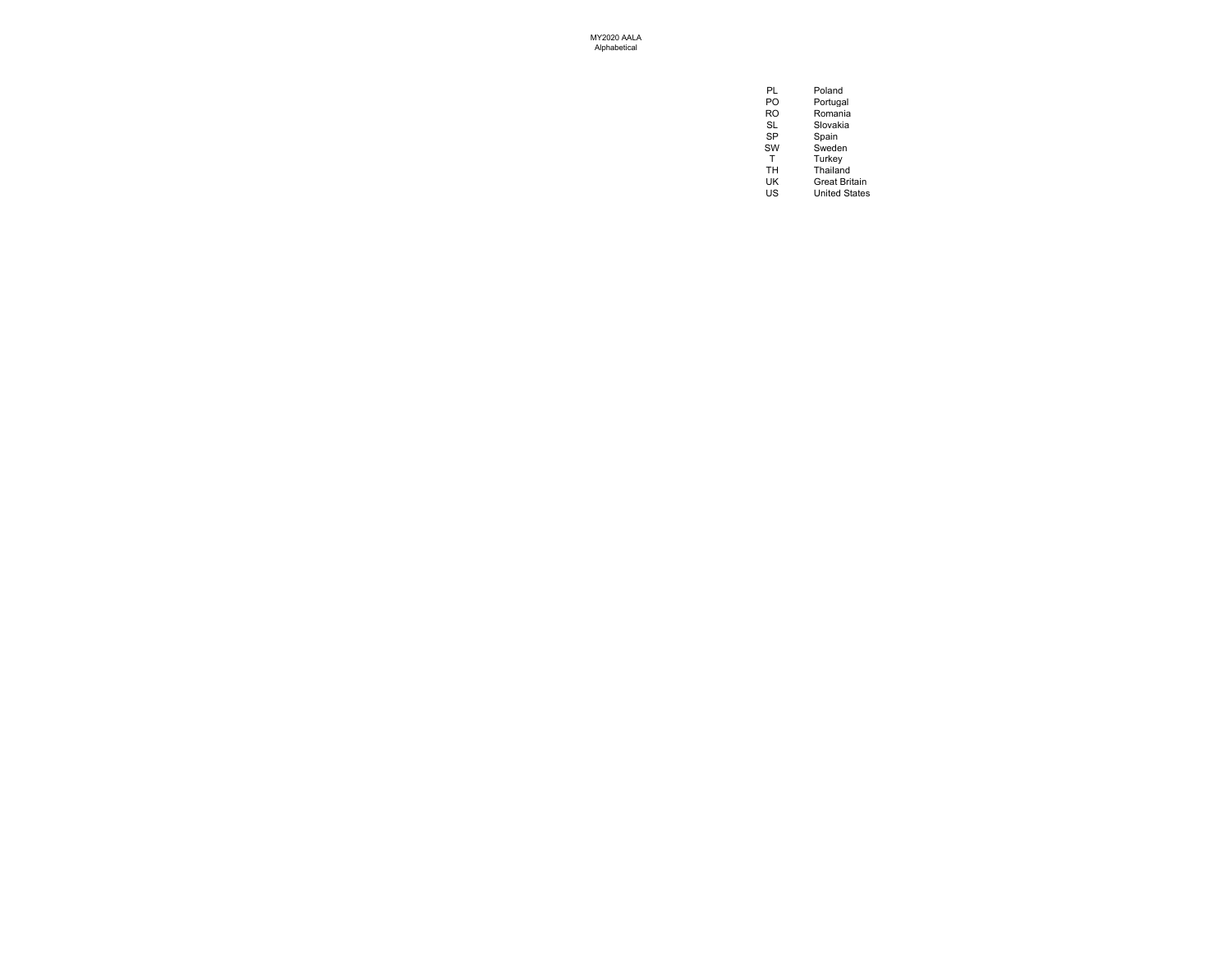| | |
|---|---|
| PL | Poland |
| PO | Portugal |
| RO | Romania |
| SL | Slovakia |
| SP | Spain |
| SW | Sweden |
| T | Turkey |
| TH | Thailand |
| UK | Great Britain |
| US | United States |